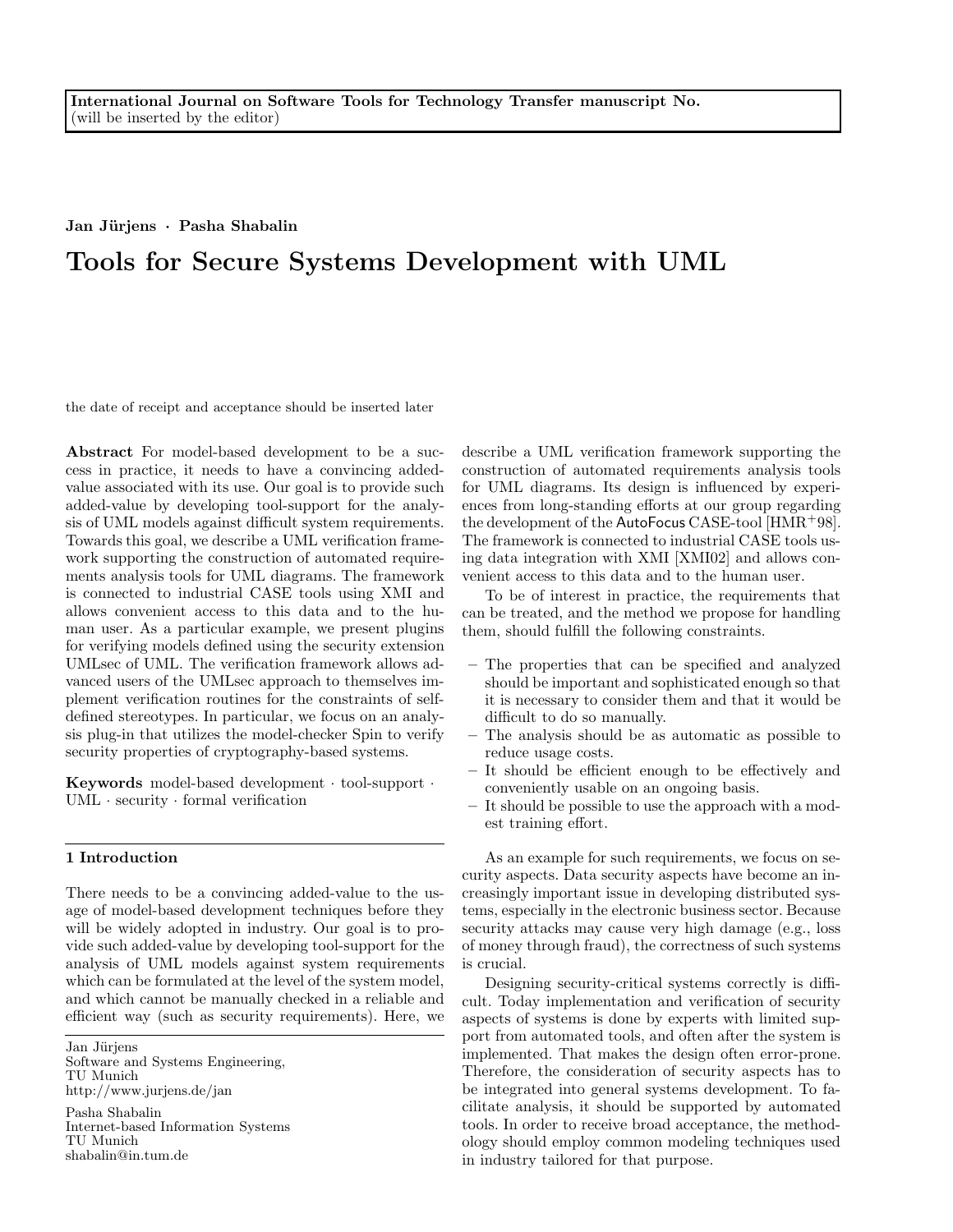International Journal on Software Tools for Technology Transfer manuscript No.
(will be inserted by the editor)

**Jan Jürjens · Pasha Shabalin**

# Tools for Secure Systems Development with UML

the date of receipt and acceptance should be inserted later

**Abstract** For model-based development to be a success in practice, it needs to have a convincing added-value associated with its use. Our goal is to provide such added-value by developing tool-support for the analysis of UML models against difficult system requirements. Towards this goal, we describe a UML verification framework supporting the construction of automated requirements analysis tools for UML diagrams. The framework is connected to industrial CASE tools using XMI and allows convenient access to this data and to the human user. As a particular example, we present plugins for verifying models defined using the security extension UMLsec of UML. The verification framework allows advanced users of the UMLsec approach to themselves implement verification routines for the constraints of self-defined stereotypes. In particular, we focus on an analysis plug-in that utilizes the model-checker Spin to verify security properties of cryptography-based systems.

**Keywords** model-based development · tool-support · UML · security · formal verification

Jan Jürjens
Software and Systems Engineering,
TU Munich
http://www.jurjens.de/jan

Pasha Shabalin
Internet-based Information Systems
TU Munich
shabalin@in.tum.de

## 1 Introduction

There needs to be a convincing added-value to the usage of model-based development techniques before they will be widely adopted in industry. Our goal is to provide such added-value by developing tool-support for the analysis of UML models against system requirements which can be formulated at the level of the system model, and which cannot be manually checked in a reliable and efficient way (such as security requirements). Here, we describe a UML verification framework supporting the construction of automated requirements analysis tools for UML diagrams. Its design is influenced by experiences from long-standing efforts at our group regarding the development of the AutoFocus CASE-tool [HMR+98]. The framework is connected to industrial CASE tools using data integration with XMI [XMI02] and allows convenient access to this data and to the human user.

To be of interest in practice, the requirements that can be treated, and the method we propose for handling them, should fulfill the following constraints.

- The properties that can be specified and analyzed should be important and sophisticated enough so that it is necessary to consider them and that it would be difficult to do so manually.
- The analysis should be as automatic as possible to reduce usage costs.
- It should be efficient enough to be effectively and conveniently usable on an ongoing basis.
- It should be possible to use the approach with a modest training effort.

As an example for such requirements, we focus on security aspects. Data security aspects have become an increasingly important issue in developing distributed systems, especially in the electronic business sector. Because security attacks may cause very high damage (e.g., loss of money through fraud), the correctness of such systems is crucial.

Designing security-critical systems correctly is difficult. Today implementation and verification of security aspects of systems is done by experts with limited support from automated tools, and often after the system is implemented. That makes the design often error-prone. Therefore, the consideration of security aspects has to be integrated into general systems development. To facilitate analysis, it should be supported by automated tools. In order to receive broad acceptance, the methodology should employ common modeling techniques used in industry tailored for that purpose.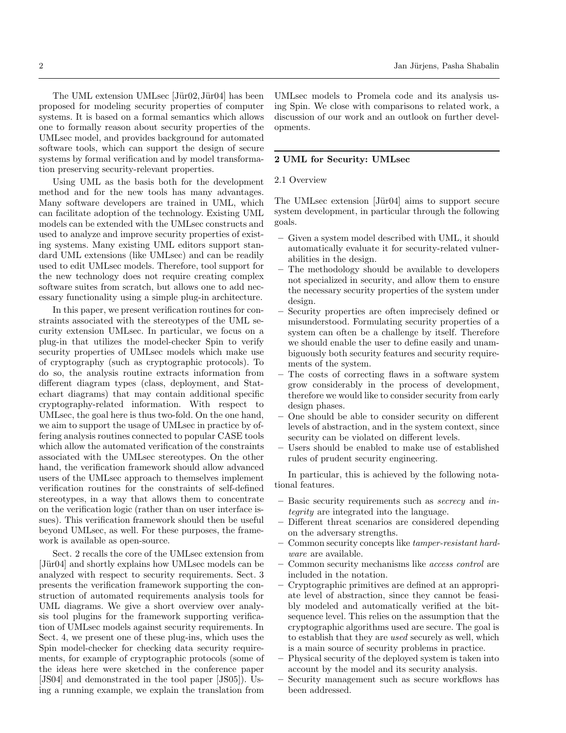The UML extension UMLsec [Jür02, Jür04] has been proposed for modeling security properties of computer systems. It is based on a formal semantics which allows one to formally reason about security properties of the UMLsec model, and provides background for automated software tools, which can support the design of secure systems by formal verification and by model transformation preserving security-relevant properties.

Using UML as the basis both for the development method and for the new tools has many advantages. Many software developers are trained in UML, which can facilitate adoption of the technology. Existing UML models can be extended with the UMLsec constructs and used to analyze and improve security properties of existing systems. Many existing UML editors support standard UML extensions (like UMLsec) and can be readily used to edit UMLsec models. Therefore, tool support for the new technology does not require creating complex software suites from scratch, but allows one to add necessary functionality using a simple plug-in architecture.

In this paper, we present verification routines for constraints associated with the stereotypes of the UML security extension UMLsec. In particular, we focus on a plug-in that utilizes the model-checker Spin to verify security properties of UMLsec models which make use of cryptography (such as cryptographic protocols). To do so, the analysis routine extracts information from different diagram types (class, deployment, and Statechart diagrams) that may contain additional specific cryptography-related information. With respect to UMLsec, the goal here is thus two-fold. On the one hand, we aim to support the usage of UMLsec in practice by offering analysis routines connected to popular CASE tools which allow the automated verification of the constraints associated with the UMLsec stereotypes. On the other hand, the verification framework should allow advanced users of the UMLsec approach to themselves implement verification routines for the constraints of self-defined stereotypes, in a way that allows them to concentrate on the verification logic (rather than on user interface issues). This verification framework should then be useful beyond UMLsec, as well. For these purposes, the framework is available as open-source.

Sect. 2 recalls the core of the UMLsec extension from [Jür04] and shortly explains how UMLsec models can be analyzed with respect to security requirements. Sect. 3 presents the verification framework supporting the construction of automated requirements analysis tools for UML diagrams. We give a short overview over analysis tool plugins for the framework supporting verification of UMLsec models against security requirements. In Sect. 4, we present one of these plug-ins, which uses the Spin model-checker for checking data security requirements, for example of cryptographic protocols (some of the ideas here were sketched in the conference paper [JS04] and demonstrated in the tool paper [JS05]). Using a running example, we explain the translation from UMLsec models to Promela code and its analysis using Spin. We close with comparisons to related work, a discussion of our work and an outlook on further developments.

## 2 UML for Security: UMLsec

### 2.1 Overview

The UMLsec extension [Jür04] aims to support secure system development, in particular through the following goals.

- Given a system model described with UML, it should automatically evaluate it for security-related vulnerabilities in the design.
- The methodology should be available to developers not specialized in security, and allow them to ensure the necessary security properties of the system under design.
- Security properties are often imprecisely defined or misunderstood. Formulating security properties of a system can often be a challenge by itself. Therefore we should enable the user to define easily and unambiguously both security features and security requirements of the system.
- The costs of correcting flaws in a software system grow considerably in the process of development, therefore we would like to consider security from early design phases.
- One should be able to consider security on different levels of abstraction, and in the system context, since security can be violated on different levels.
- Users should be enabled to make use of established rules of prudent security engineering.

In particular, this is achieved by the following notational features.

- Basic security requirements such as *secrecy* and *integrity* are integrated into the language.
- Different threat scenarios are considered depending on the adversary strengths.
- Common security concepts like *tamper-resistant hardware* are available.
- Common security mechanisms like *access control* are included in the notation.
- Cryptographic primitives are defined at an appropriate level of abstraction, since they cannot be feasibly modeled and automatically verified at the bit-sequence level. This relies on the assumption that the cryptographic algorithms used are secure. The goal is to establish that they are *used* securely as well, which is a main source of security problems in practice.
- Physical security of the deployed system is taken into account by the model and its security analysis.
- Security management such as secure workflows has been addressed.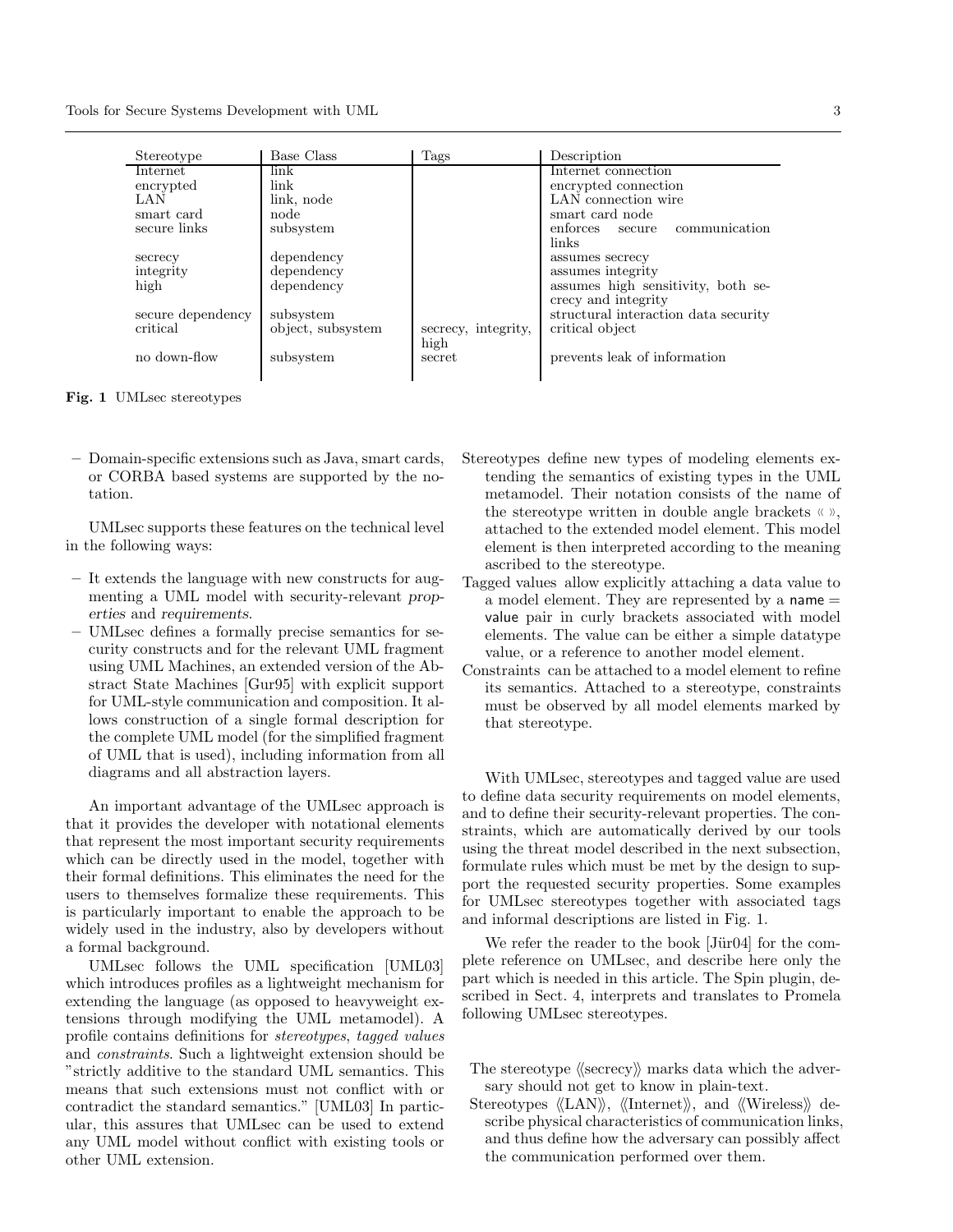| Stereotype | Base Class | Tags | Description |
|---|---|---|---|
| Internet | link | | Internet connection |
| encrypted | link | | encrypted connection |
| LAN | link, node | | LAN connection wire |
| smart card | node | | smart card node |
| secure links | subsystem | | enforces secure communication links |
| secrecy | dependency | | assumes secrecy |
| integrity | dependency | | assumes integrity |
| high | dependency | | assumes high sensitivity, both secrecy and integrity |
| secure dependency | subsystem | | structural interaction data security |
| critical | object, subsystem | secrecy, integrity, high | critical object |
| no down-flow | subsystem | secret | prevents leak of information |

**Fig. 1** UMLsec stereotypes

– Domain-specific extensions such as Java, smart cards, or CORBA based systems are supported by the notation.

UMLsec supports these features on the technical level in the following ways:

– It extends the language with new constructs for augmenting a UML model with security-relevant *properties* and *requirements*.
– UMLsec defines a formally precise semantics for security constructs and for the relevant UML fragment using UML Machines, an extended version of the Abstract State Machines [Gur95] with explicit support for UML-style communication and composition. It allows construction of a single formal description for the complete UML model (for the simplified fragment of UML that is used), including information from all diagrams and all abstraction layers.

An important advantage of the UMLsec approach is that it provides the developer with notational elements that represent the most important security requirements which can be directly used in the model, together with their formal definitions. This eliminates the need for the users to themselves formalize these requirements. This is particularly important to enable the approach to be widely used in the industry, also by developers without a formal background.

UMLsec follows the UML specification [UML03] which introduces profiles as a lightweight mechanism for extending the language (as opposed to heavyweight extensions through modifying the UML metamodel). A profile contains definitions for *stereotypes*, *tagged values* and *constraints*. Such a lightweight extension should be "strictly additive to the standard UML semantics. This means that such extensions must not conflict with or contradict the standard semantics." [UML03] In particular, this assures that UMLsec can be used to extend any UML model without conflict with existing tools or other UML extension.

Stereotypes define new types of modeling elements extending the semantics of existing types in the UML metamodel. Their notation consists of the name of the stereotype written in double angle brackets « », attached to the extended model element. This model element is then interpreted according to the meaning ascribed to the stereotype.

Tagged values allow explicitly attaching a data value to a model element. They are represented by a name = value pair in curly brackets associated with model elements. The value can be either a simple datatype value, or a reference to another model element.

Constraints can be attached to a model element to refine its semantics. Attached to a stereotype, constraints must be observed by all model elements marked by that stereotype.

With UMLsec, stereotypes and tagged value are used to define data security requirements on model elements, and to define their security-relevant properties. The constraints, which are automatically derived by our tools using the threat model described in the next subsection, formulate rules which must be met by the design to support the requested security properties. Some examples for UMLsec stereotypes together with associated tags and informal descriptions are listed in Fig. 1.

We refer the reader to the book [Jür04] for the complete reference on UMLsec, and describe here only the part which is needed in this article. The Spin plugin, described in Sect. 4, interprets and translates to Promela following UMLsec stereotypes.

The stereotype ⟪secrecy⟫ marks data which the adversary should not get to know in plain-text.

Stereotypes ⟪LAN⟫, ⟪Internet⟫, and ⟪Wireless⟫ describe physical characteristics of communication links, and thus define how the adversary can possibly affect the communication performed over them.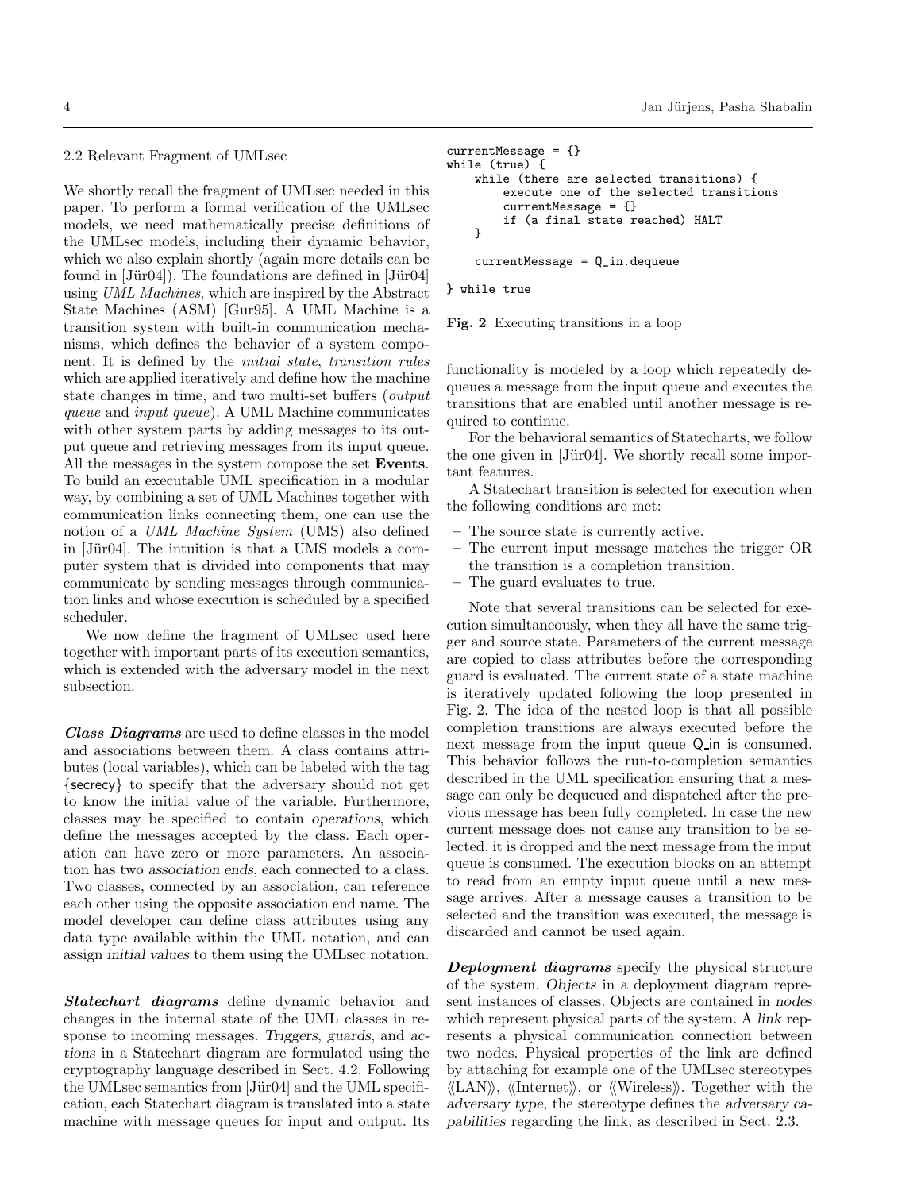### 2.2 Relevant Fragment of UMLsec

We shortly recall the fragment of UMLsec needed in this paper. To perform a formal verification of the UMLsec models, we need mathematically precise definitions of the UMLsec models, including their dynamic behavior, which we also explain shortly (again more details can be found in [Jür04]). The foundations are defined in [Jür04] using *UML Machines*, which are inspired by the Abstract State Machines (ASM) [Gur95]. A UML Machine is a transition system with built-in communication mechanisms, which defines the behavior of a system component. It is defined by the *initial state*, *transition rules* which are applied iteratively and define how the machine state changes in time, and two multi-set buffers (*output queue* and *input queue*). A UML Machine communicates with other system parts by adding messages to its output queue and retrieving messages from its input queue. All the messages in the system compose the set **Events**. To build an executable UML specification in a modular way, by combining a set of UML Machines together with communication links connecting them, one can use the notion of a *UML Machine System* (UMS) also defined in [Jür04]. The intuition is that a UMS models a computer system that is divided into components that may communicate by sending messages through communication links and whose execution is scheduled by a specified scheduler.

We now define the fragment of UMLsec used here together with important parts of its execution semantics, which is extended with the adversary model in the next subsection.

***Class Diagrams*** are used to define classes in the model and associations between them. A class contains attributes (local variables), which can be labeled with the tag {secrecy} to specify that the adversary should not get to know the initial value of the variable. Furthermore, classes may be specified to contain *operations*, which define the messages accepted by the class. Each operation can have zero or more parameters. An association has two *association ends*, each connected to a class. Two classes, connected by an association, can reference each other using the opposite association end name. The model developer can define class attributes using any data type available within the UML notation, and can assign *initial values* to them using the UMLsec notation.

***Statechart diagrams*** define dynamic behavior and changes in the internal state of the UML classes in response to incoming messages. *Triggers*, *guards*, and *actions* in a Statechart diagram are formulated using the cryptography language described in Sect. 4.2. Following the UMLsec semantics from [Jür04] and the UML specification, each Statechart diagram is translated into a state machine with message queues for input and output. Its functionality is modeled by a loop which repeatedly dequeues a message from the input queue and executes the transitions that are enabled until another message is required to continue.

```
currentMessage = {}
while (true) {
    while (there are selected transitions) {
        execute one of the selected transitions
        currentMessage = {}
        if (a final state reached) HALT
    }

    currentMessage = Q_in.dequeue

} while true
```

**Fig. 2** Executing transitions in a loop

For the behavioral semantics of Statecharts, we follow the one given in [Jür04]. We shortly recall some important features.

A Statechart transition is selected for execution when the following conditions are met:

- The source state is currently active.
- The current input message matches the trigger OR the transition is a completion transition.
- The guard evaluates to true.

Note that several transitions can be selected for execution simultaneously, when they all have the same trigger and source state. Parameters of the current message are copied to class attributes before the corresponding guard is evaluated. The current state of a state machine is iteratively updated following the loop presented in Fig. 2. The idea of the nested loop is that all possible completion transitions are always executed before the next message from the input queue Q_in is consumed. This behavior follows the run-to-completion semantics described in the UML specification ensuring that a message can only be dequeued and dispatched after the previous message has been fully completed. In case the new current message does not cause any transition to be selected, it is dropped and the next message from the input queue is consumed. The execution blocks on an attempt to read from an empty input queue until a new message arrives. After a message causes a transition to be selected and the transition was executed, the message is discarded and cannot be used again.

***Deployment diagrams*** specify the physical structure of the system. *Objects* in a deployment diagram represent instances of classes. Objects are contained in *nodes* which represent physical parts of the system. A *link* represents a physical communication connection between two nodes. Physical properties of the link are defined by attaching for example one of the UMLsec stereotypes ⟨⟨LAN⟩⟩, ⟨⟨Internet⟩⟩, or ⟨⟨Wireless⟩⟩. Together with the *adversary type*, the stereotype defines the *adversary capabilities* regarding the link, as described in Sect. 2.3.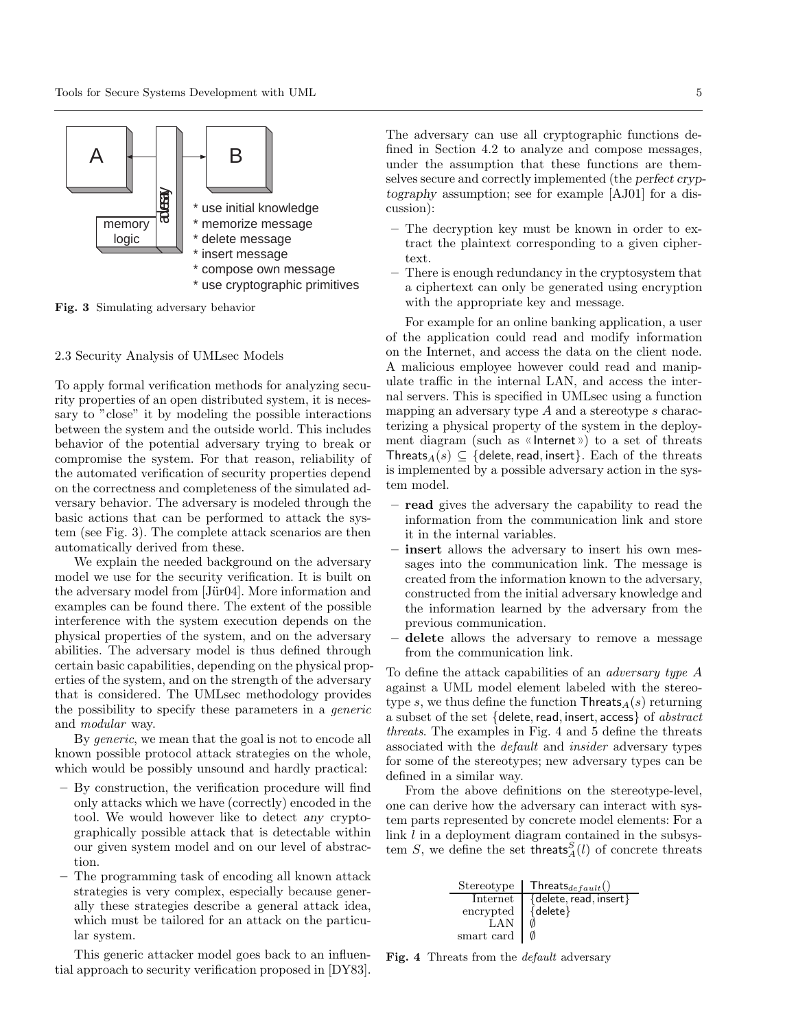A | adversary | B

memory logic

* use initial knowledge
* memorize message
* delete message
* insert message
* compose own message
* use cryptographic primitives

**Fig. 3** Simulating adversary behavior

### 2.3 Security Analysis of UMLsec Models

To apply formal verification methods for analyzing security properties of an open distributed system, it is necessary to "close" it by modeling the possible interactions between the system and the outside world. This includes behavior of the potential adversary trying to break or compromise the system. For that reason, reliability of the automated verification of security properties depend on the correctness and completeness of the simulated adversary behavior. The adversary is modeled through the basic actions that can be performed to attack the system (see Fig. 3). The complete attack scenarios are then automatically derived from these.

We explain the needed background on the adversary model we use for the security verification. It is built on the adversary model from [Jür04]. More information and examples can be found there. The extent of the possible interference with the system execution depends on the physical properties of the system, and on the adversary abilities. The adversary model is thus defined through certain basic capabilities, depending on the physical properties of the system, and on the strength of the adversary that is considered. The UMLsec methodology provides the possibility to specify these parameters in a *generic* and *modular* way.

By *generic*, we mean that the goal is not to encode all known possible protocol attack strategies on the whole, which would be possibly unsound and hardly practical:

- By construction, the verification procedure will find only attacks which we have (correctly) encoded in the tool. We would however like to detect *any* cryptographically possible attack that is detectable within our given system model and on our level of abstraction.
- The programming task of encoding all known attack strategies is very complex, especially because generally these strategies describe a general attack idea, which must be tailored for an attack on the particular system.

This generic attacker model goes back to an influential approach to security verification proposed in [DY83]. The adversary can use all cryptographic functions defined in Section 4.2 to analyze and compose messages, under the assumption that these functions are themselves secure and correctly implemented (the *perfect cryptography* assumption; see for example [AJ01] for a discussion):

- The decryption key must be known in order to extract the plaintext corresponding to a given ciphertext.
- There is enough redundancy in the cryptosystem that a ciphertext can only be generated using encryption with the appropriate key and message.

For example for an online banking application, a user of the application could read and modify information on the Internet, and access the data on the client node. A malicious employee however could read and manipulate traffic in the internal LAN, and access the internal servers. This is specified in UMLsec using a function mapping an adversary type $A$ and a stereotype $s$ characterizing a physical property of the system in the deployment diagram (such as «Internet») to a set of threats $\mathsf{Threats}_A(s) \subseteq \{\mathsf{delete}, \mathsf{read}, \mathsf{insert}\}$. Each of the threats is implemented by a possible adversary action in the system model.

- **read** gives the adversary the capability to read the information from the communication link and store it in the internal variables.
- **insert** allows the adversary to insert his own messages into the communication link. The message is created from the information known to the adversary, constructed from the initial adversary knowledge and the information learned by the adversary from the previous communication.
- **delete** allows the adversary to remove a message from the communication link.

To define the attack capabilities of an *adversary type A* against a UML model element labeled with the stereotype $s$, we thus define the function $\mathsf{Threats}_A(s)$ returning a subset of the set $\{\mathsf{delete}, \mathsf{read}, \mathsf{insert}, \mathsf{access}\}$ of *abstract threats*. The examples in Fig. 4 and 5 define the threats associated with the *default* and *insider* adversary types for some of the stereotypes; new adversary types can be defined in a similar way.

From the above definitions on the stereotype-level, one can derive how the adversary can interact with system parts represented by concrete model elements: For a link $l$ in a deployment diagram contained in the subsystem $S$, we define the set $\mathsf{threats}_A^S(l)$ of concrete threats

| Stereotype | $\mathsf{Threats}_{default}()$ |
|---|---|
| Internet | $\{\mathsf{delete}, \mathsf{read}, \mathsf{insert}\}$ |
| encrypted | $\{\mathsf{delete}\}$ |
| LAN | $\emptyset$ |
| smart card | $\emptyset$ |

**Fig. 4** Threats from the *default* adversary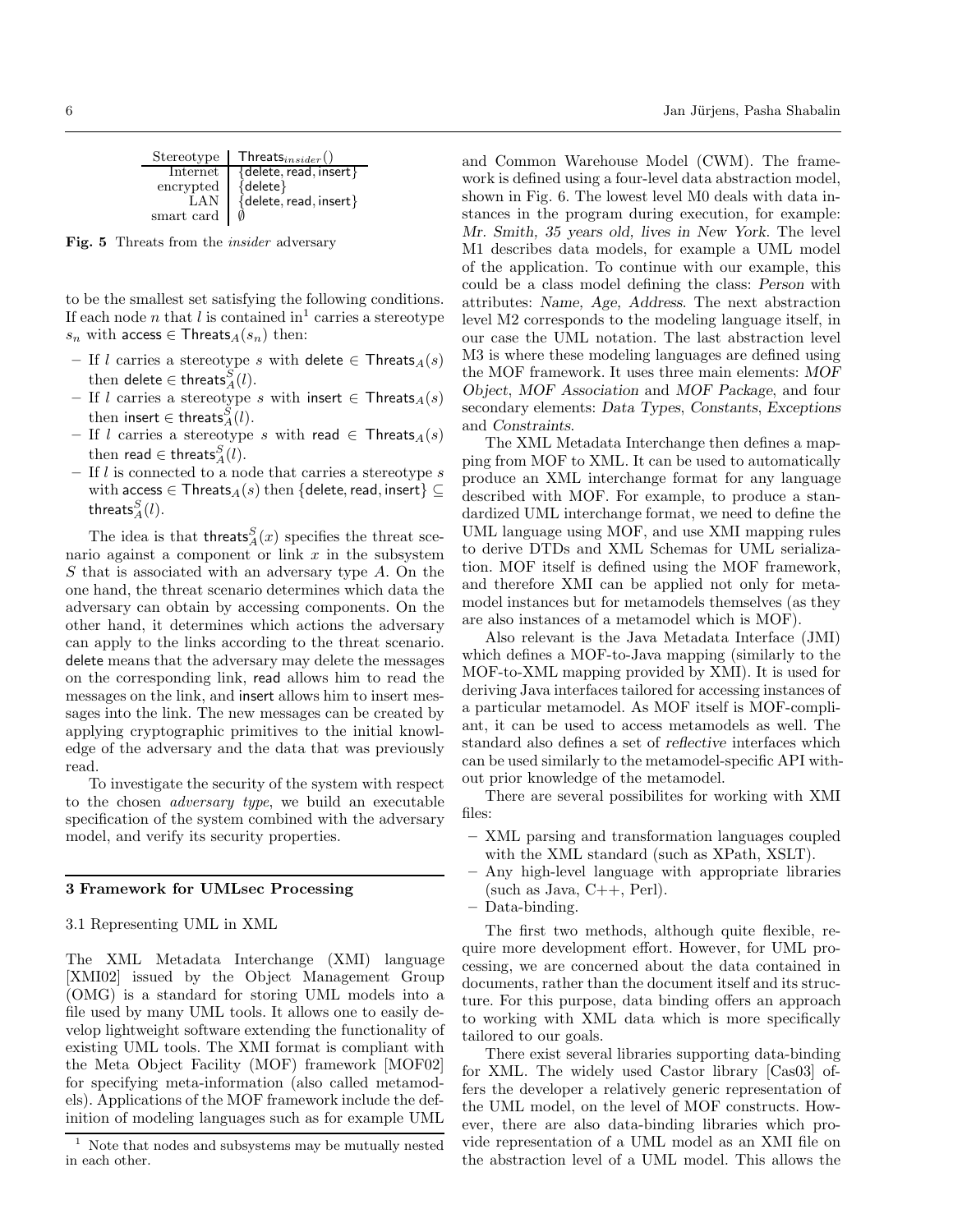| Stereotype | $\mathsf{Threats}_{insider}()$ |
|---|---|
| Internet | {delete, read, insert} |
| encrypted | {delete} |
| LAN | {delete, read, insert} |
| smart card | $\emptyset$ |

**Fig. 5** Threats from the *insider* adversary

to be the smallest set satisfying the following conditions. If each node $n$ that $l$ is contained in[1] carries a stereotype $s_n$ with $\mathsf{access} \in \mathsf{Threats}_A(s_n)$ then:

- If $l$ carries a stereotype $s$ with $\mathsf{delete} \in \mathsf{Threats}_A(s)$ then $\mathsf{delete} \in \mathsf{threats}_A^S(l)$.
- If $l$ carries a stereotype $s$ with $\mathsf{insert} \in \mathsf{Threats}_A(s)$ then $\mathsf{insert} \in \mathsf{threats}_A^S(l)$.
- If $l$ carries a stereotype $s$ with $\mathsf{read} \in \mathsf{Threats}_A(s)$ then $\mathsf{read} \in \mathsf{threats}_A^S(l)$.
- If $l$ is connected to a node that carries a stereotype $s$ with $\mathsf{access} \in \mathsf{Threats}_A(s)$ then $\{\mathsf{delete}, \mathsf{read}, \mathsf{insert}\} \subseteq \mathsf{threats}_A^S(l)$.

The idea is that $\mathsf{threats}_A^S(x)$ specifies the threat scenario against a component or link $x$ in the subsystem $S$ that is associated with an adversary type $A$. On the one hand, the threat scenario determines which data the adversary can obtain by accessing components. On the other hand, it determines which actions the adversary can apply to the links according to the threat scenario. delete means that the adversary may delete the messages on the corresponding link, read allows him to read the messages on the link, and insert allows him to insert messages into the link. The new messages can be created by applying cryptographic primitives to the initial knowledge of the adversary and the data that was previously read.

To investigate the security of the system with respect to the chosen *adversary type*, we build an executable specification of the system combined with the adversary model, and verify its security properties.

## 3 Framework for UMLsec Processing

### 3.1 Representing UML in XML

The XML Metadata Interchange (XMI) language [XMI02] issued by the Object Management Group (OMG) is a standard for storing UML models into a file used by many UML tools. It allows one to easily develop lightweight software extending the functionality of existing UML tools. The XMI format is compliant with the Meta Object Facility (MOF) framework [MOF02] for specifying meta-information (also called metamodels). Applications of the MOF framework include the definition of modeling languages such as for example UML and Common Warehouse Model (CWM). The framework is defined using a four-level data abstraction model, shown in Fig. 6. The lowest level M0 deals with data instances in the program during execution, for example: *Mr. Smith, 35 years old, lives in New York*. The level M1 describes data models, for example a UML model of the application. To continue with our example, this could be a class model defining the class: *Person* with attributes: *Name, Age, Address*. The next abstraction level M2 corresponds to the modeling language itself, in our case the UML notation. The last abstraction level M3 is where these modeling languages are defined using the MOF framework. It uses three main elements: *MOF Object*, *MOF Association* and *MOF Package*, and four secondary elements: *Data Types*, *Constants*, *Exceptions* and *Constraints*.

The XML Metadata Interchange then defines a mapping from MOF to XML. It can be used to automatically produce an XML interchange format for any language described with MOF. For example, to produce a standardized UML interchange format, we need to define the UML language using MOF, and use XMI mapping rules to derive DTDs and XML Schemas for UML serialization. MOF itself is defined using the MOF framework, and therefore XMI can be applied not only for metamodel instances but for metamodels themselves (as they are also instances of a metamodel which is MOF).

Also relevant is the Java Metadata Interface (JMI) which defines a MOF-to-Java mapping (similarly to the MOF-to-XML mapping provided by XMI). It is used for deriving Java interfaces tailored for accessing instances of a particular metamodel. As MOF itself is MOF-compliant, it can be used to access metamodels as well. The standard also defines a set of *reflective* interfaces which can be used similarly to the metamodel-specific API without prior knowledge of the metamodel.

There are several possibilites for working with XMI files:

- XML parsing and transformation languages coupled with the XML standard (such as XPath, XSLT).
- Any high-level language with appropriate libraries (such as Java, C++, Perl).
- Data-binding.

The first two methods, although quite flexible, require more development effort. However, for UML processing, we are concerned about the data contained in documents, rather than the document itself and its structure. For this purpose, data binding offers an approach to working with XML data which is more specifically tailored to our goals.

There exist several libraries supporting data-binding for XML. The widely used Castor library [Cas03] offers the developer a relatively generic representation of the UML model, on the level of MOF constructs. However, there are also data-binding libraries which provide representation of a UML model as an XMI file on the abstraction level of a UML model. This allows the

[1] Note that nodes and subsystems may be mutually nested in each other.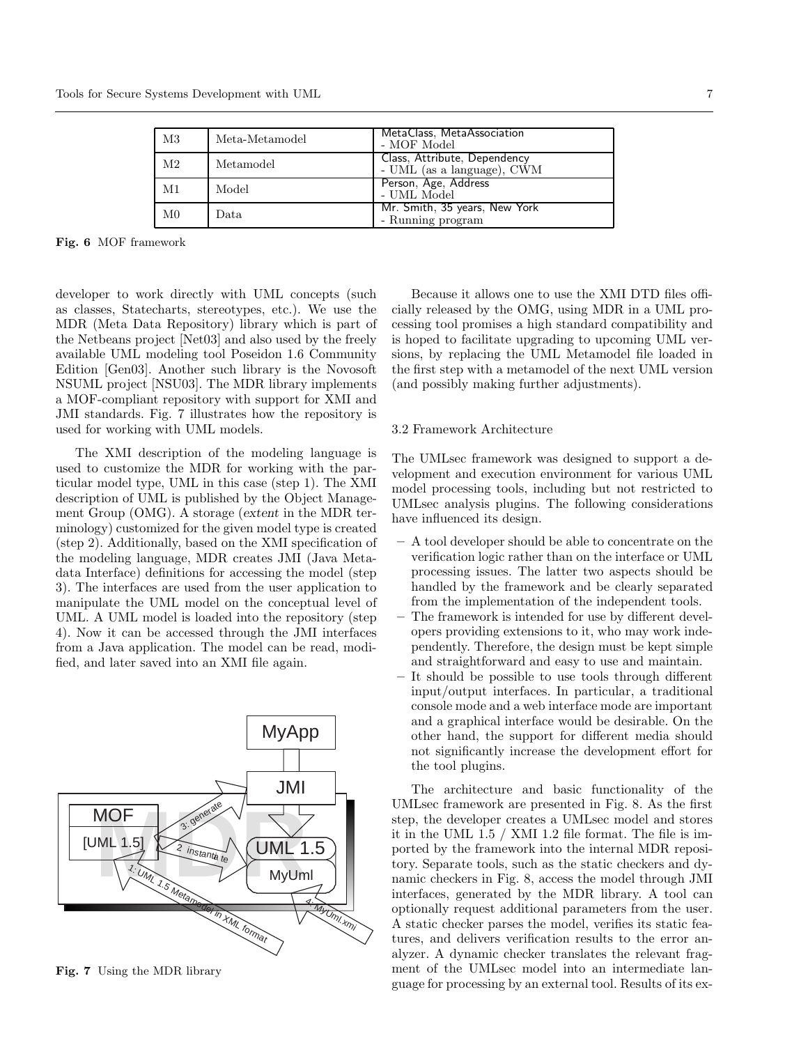| M3 | Meta-Metamodel | MetaClass, MetaAssociation - MOF Model |
|---|---|---|
| M2 | Metamodel | Class, Attribute, Dependency - UML (as a language), CWM |
| M1 | Model | Person, Age, Address - UML Model |
| M0 | Data | Mr. Smith, 35 years, New York - Running program |

**Fig. 6** MOF framework

developer to work directly with UML concepts (such as classes, Statecharts, stereotypes, etc.). We use the MDR (Meta Data Repository) library which is part of the Netbeans project [Net03] and also used by the freely available UML modeling tool Poseidon 1.6 Community Edition [Gen03]. Another such library is the Novosoft NSUML project [NSU03]. The MDR library implements a MOF-compliant repository with support for XMI and JMI standards. Fig. 7 illustrates how the repository is used for working with UML models.

The XMI description of the modeling language is used to customize the MDR for working with the particular model type, UML in this case (step 1). The XMI description of UML is published by the Object Management Group (OMG). A storage (*extent* in the MDR terminology) customized for the given model type is created (step 2). Additionally, based on the XMI specification of the modeling language, MDR creates JMI (Java Metadata Interface) definitions for accessing the model (step 3). The interfaces are used from the user application to manipulate the UML model on the conceptual level of UML. A UML model is loaded into the repository (step 4). Now it can be accessed through the JMI interfaces from a Java application. The model can be read, modified, and later saved into an XMI file again.

**Fig. 7** Using the MDR library

Because it allows one to use the XMI DTD files officially released by the OMG, using MDR in a UML processing tool promises a high standard compatibility and is hoped to facilitate upgrading to upcoming UML versions, by replacing the UML Metamodel file loaded in the first step with a metamodel of the next UML version (and possibly making further adjustments).

### 3.2 Framework Architecture

The UMLsec framework was designed to support a development and execution environment for various UML model processing tools, including but not restricted to UMLsec analysis plugins. The following considerations have influenced its design.

- A tool developer should be able to concentrate on the verification logic rather than on the interface or UML processing issues. The latter two aspects should be handled by the framework and be clearly separated from the implementation of the independent tools.
- The framework is intended for use by different developers providing extensions to it, who may work independently. Therefore, the design must be kept simple and straightforward and easy to use and maintain.
- It should be possible to use tools through different input/output interfaces. In particular, a traditional console mode and a web interface mode are important and a graphical interface would be desirable. On the other hand, the support for different media should not significantly increase the development effort for the tool plugins.

The architecture and basic functionality of the UMLsec framework are presented in Fig. 8. As the first step, the developer creates a UMLsec model and stores it in the UML 1.5 / XMI 1.2 file format. The file is imported by the framework into the internal MDR repository. Separate tools, such as the static checkers and dynamic checkers in Fig. 8, access the model through JMI interfaces, generated by the MDR library. A tool can optionally request additional parameters from the user. A static checker parses the model, verifies its static features, and delivers verification results to the error analyzer. A dynamic checker translates the relevant fragment of the UMLsec model into an intermediate language for processing by an external tool. Results of its ex-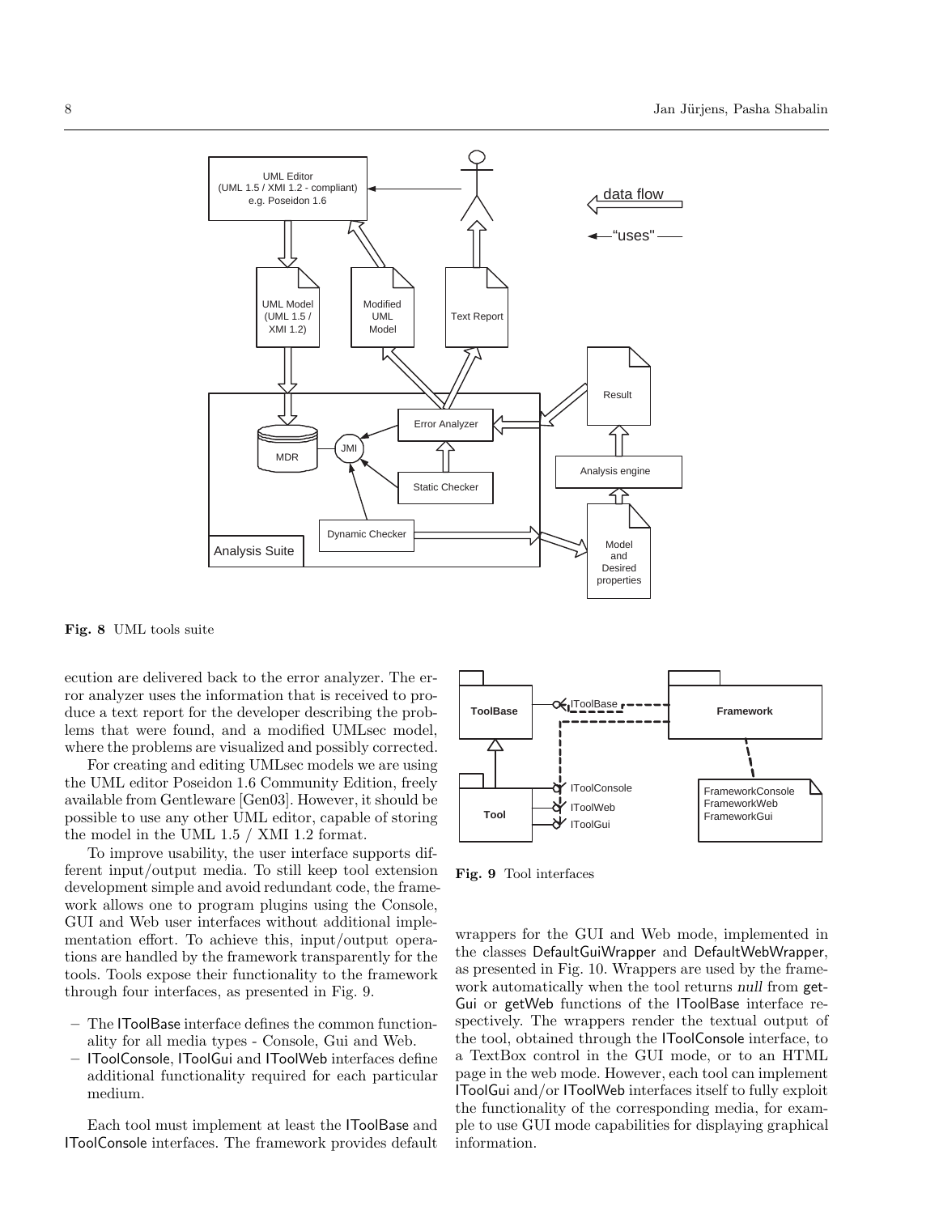Fig. 8 UML tools suite

ecution are delivered back to the error analyzer. The error analyzer uses the information that is received to produce a text report for the developer describing the problems that were found, and a modified UMLsec model, where the problems are visualized and possibly corrected.

For creating and editing UMLsec models we are using the UML editor Poseidon 1.6 Community Edition, freely available from Gentleware [Gen03]. However, it should be possible to use any other UML editor, capable of storing the model in the UML 1.5 / XMI 1.2 format.

To improve usability, the user interface supports different input/output media. To still keep tool extension development simple and avoid redundant code, the framework allows one to program plugins using the Console, GUI and Web user interfaces without additional implementation effort. To achieve this, input/output operations are handled by the framework transparently for the tools. Tools expose their functionality to the framework through four interfaces, as presented in Fig. 9.

- The IToolBase interface defines the common functionality for all media types - Console, Gui and Web.
- IToolConsole, IToolGui and IToolWeb interfaces define additional functionality required for each particular medium.

Each tool must implement at least the IToolBase and IToolConsole interfaces. The framework provides default wrappers for the GUI and Web mode, implemented in the classes DefaultGuiWrapper and DefaultWebWrapper, as presented in Fig. 10. Wrappers are used by the framework automatically when the tool returns *null* from getGui or getWeb functions of the IToolBase interface respectively. The wrappers render the textual output of the tool, obtained through the IToolConsole interface, to a TextBox control in the GUI mode, or to an HTML page in the web mode. However, each tool can implement IToolGui and/or IToolWeb interfaces itself to fully exploit the functionality of the corresponding media, for example to use GUI mode capabilities for displaying graphical information.

Fig. 9 Tool interfaces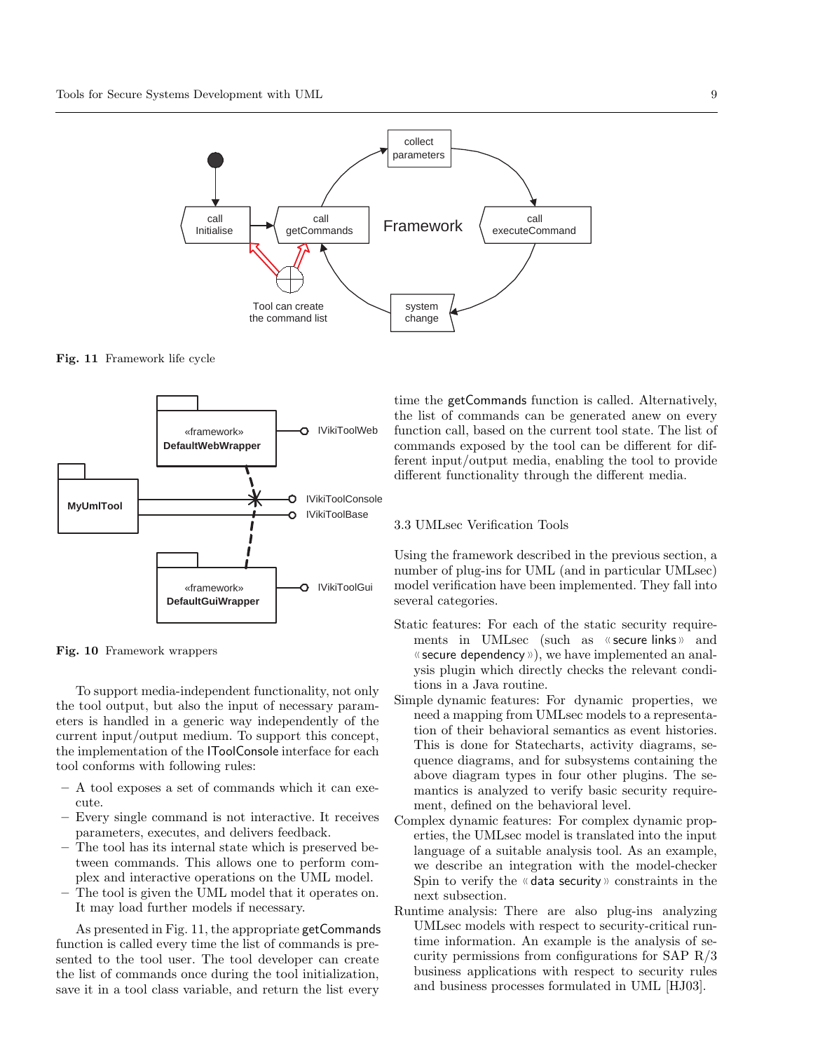collect parameters

call Initialise

call getCommands

Framework

call executeCommand

Tool can create the command list

system change

**Fig. 11** Framework life cycle

«framework» **DefaultWebWrapper**

IVikiToolWeb

**MyUmlTool**

IVikiToolConsole

IVikiToolBase

«framework» **DefaultGuiWrapper**

IVikiToolGui

**Fig. 10** Framework wrappers

To support media-independent functionality, not only the tool output, but also the input of necessary parameters is handled in a generic way independently of the current input/output medium. To support this concept, the implementation of the IToolConsole interface for each tool conforms with following rules:

– A tool exposes a set of commands which it can execute.
– Every single command is not interactive. It receives parameters, executes, and delivers feedback.
– The tool has its internal state which is preserved between commands. This allows one to perform complex and interactive operations on the UML model.
– The tool is given the UML model that it operates on. It may load further models if necessary.

As presented in Fig. 11, the appropriate getCommands function is called every time the list of commands is presented to the tool user. The tool developer can create the list of commands once during the tool initialization, save it in a tool class variable, and return the list every time the getCommands function is called. Alternatively, the list of commands can be generated anew on every function call, based on the current tool state. The list of commands exposed by the tool can be different for different input/output media, enabling the tool to provide different functionality through the different media.

### 3.3 UMLsec Verification Tools

Using the framework described in the previous section, a number of plug-ins for UML (and in particular UMLsec) model verification have been implemented. They fall into several categories.

Static features: For each of the static security requirements in UMLsec (such as «secure links» and «secure dependency»), we have implemented an analysis plugin which directly checks the relevant conditions in a Java routine.

Simple dynamic features: For dynamic properties, we need a mapping from UMLsec models to a representation of their behavioral semantics as event histories. This is done for Statecharts, activity diagrams, sequence diagrams, and for subsystems containing the above diagram types in four other plugins. The semantics is analyzed to verify basic security requirement, defined on the behavioral level.

Complex dynamic features: For complex dynamic properties, the UMLsec model is translated into the input language of a suitable analysis tool. As an example, we describe an integration with the model-checker Spin to verify the «data security» constraints in the next subsection.

Runtime analysis: There are also plug-ins analyzing UMLsec models with respect to security-critical runtime information. An example is the analysis of security permissions from configurations for SAP R/3 business applications with respect to security rules and business processes formulated in UML [HJ03].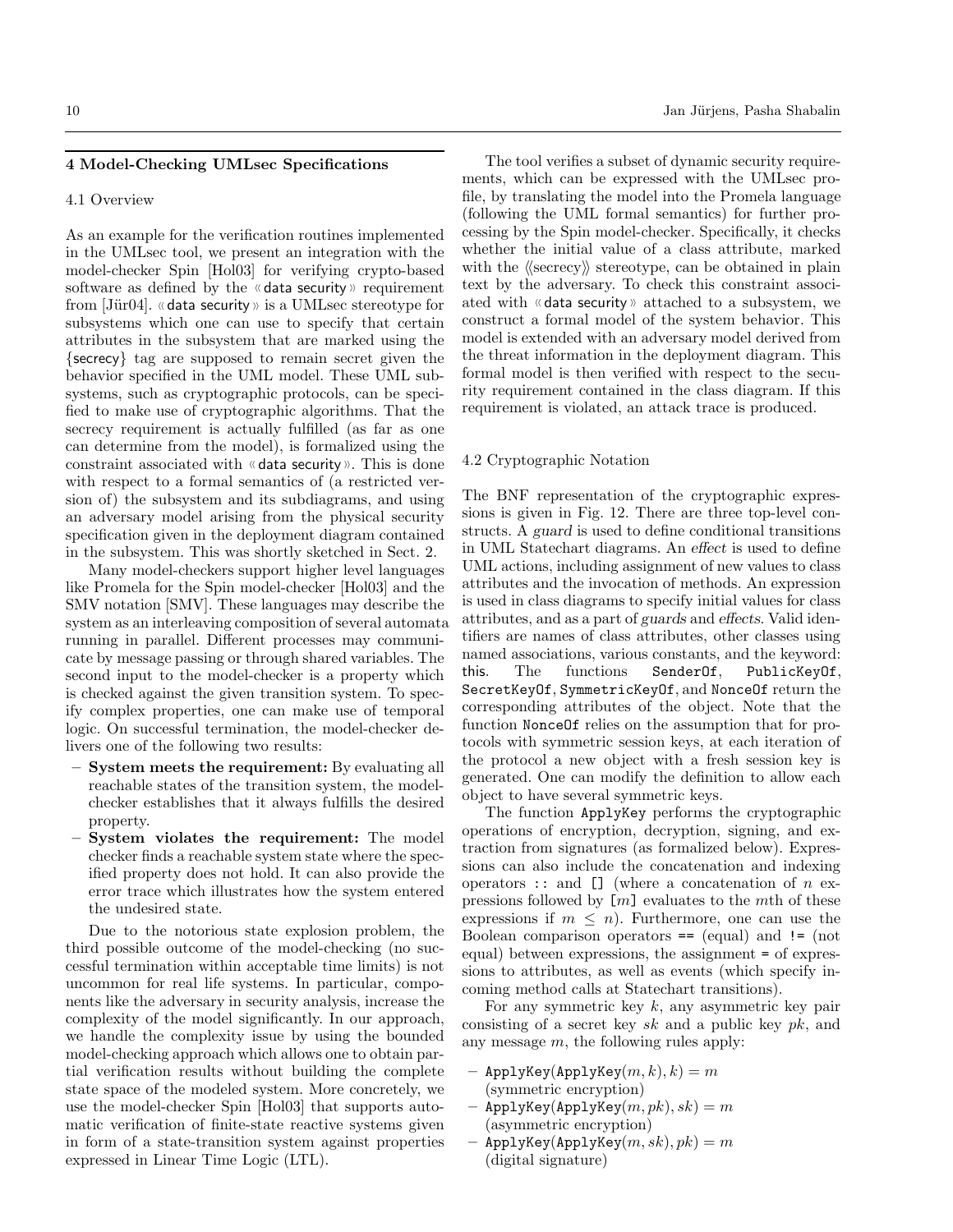## 4 Model-Checking UMLsec Specifications

### 4.1 Overview

As an example for the verification routines implemented in the UMLsec tool, we present an integration with the model-checker Spin [Hol03] for verifying crypto-based software as defined by the «data security» requirement from [Jür04]. «data security» is a UMLsec stereotype for subsystems which one can use to specify that certain attributes in the subsystem that are marked using the {secrecy} tag are supposed to remain secret given the behavior specified in the UML model. These UML subsystems, such as cryptographic protocols, can be specified to make use of cryptographic algorithms. That the secrecy requirement is actually fulfilled (as far as one can determine from the model), is formalized using the constraint associated with «data security». This is done with respect to a formal semantics of (a restricted version of) the subsystem and its subdiagrams, and using an adversary model arising from the physical security specification given in the deployment diagram contained in the subsystem. This was shortly sketched in Sect. 2.

Many model-checkers support higher level languages like Promela for the Spin model-checker [Hol03] and the SMV notation [SMV]. These languages may describe the system as an interleaving composition of several automata running in parallel. Different processes may communicate by message passing or through shared variables. The second input to the model-checker is a property which is checked against the given transition system. To specify complex properties, one can make use of temporal logic. On successful termination, the model-checker delivers one of the following two results:

- **System meets the requirement:** By evaluating all reachable states of the transition system, the model-checker establishes that it always fulfills the desired property.
- **System violates the requirement:** The model checker finds a reachable system state where the specified property does not hold. It can also provide the error trace which illustrates how the system entered the undesired state.

Due to the notorious state explosion problem, the third possible outcome of the model-checking (no successful termination within acceptable time limits) is not uncommon for real life systems. In particular, components like the adversary in security analysis, increase the complexity of the model significantly. In our approach, we handle the complexity issue by using the bounded model-checking approach which allows one to obtain partial verification results without building the complete state space of the modeled system. More concretely, we use the model-checker Spin [Hol03] that supports automatic verification of finite-state reactive systems given in form of a state-transition system against properties expressed in Linear Time Logic (LTL).

The tool verifies a subset of dynamic security requirements, which can be expressed with the UMLsec profile, by translating the model into the Promela language (following the UML formal semantics) for further processing by the Spin model-checker. Specifically, it checks whether the initial value of a class attribute, marked with the ⟨⟨secrecy⟩⟩ stereotype, can be obtained in plain text by the adversary. To check this constraint associated with «data security» attached to a subsystem, we construct a formal model of the system behavior. This model is extended with an adversary model derived from the threat information in the deployment diagram. This formal model is then verified with respect to the security requirement contained in the class diagram. If this requirement is violated, an attack trace is produced.

### 4.2 Cryptographic Notation

The BNF representation of the cryptographic expressions is given in Fig. 12. There are three top-level constructs. A *guard* is used to define conditional transitions in UML Statechart diagrams. An *effect* is used to define UML actions, including assignment of new values to class attributes and the invocation of methods. An expression is used in class diagrams to specify initial values for class attributes, and as a part of *guards* and *effects*. Valid identifiers are names of class attributes, other classes using named associations, various constants, and the keyword: this. The functions SenderOf, PublicKeyOf, SecretKeyOf, SymmetricKeyOf, and NonceOf return the corresponding attributes of the object. Note that the function NonceOf relies on the assumption that for protocols with symmetric session keys, at each iteration of the protocol a new object with a fresh session key is generated. One can modify the definition to allow each object to have several symmetric keys.

The function ApplyKey performs the cryptographic operations of encryption, decryption, signing, and extraction from signatures (as formalized below). Expressions can also include the concatenation and indexing operators :: and [] (where a concatenation of $n$ expressions followed by [$m$] evaluates to the $m$th of these expressions if $m \leq n$). Furthermore, one can use the Boolean comparison operators == (equal) and != (not equal) between expressions, the assignment = of expressions to attributes, as well as events (which specify incoming method calls at Statechart transitions).

For any symmetric key $k$, any asymmetric key pair consisting of a secret key $sk$ and a public key $pk$, and any message $m$, the following rules apply:

- ApplyKey(ApplyKey($m, k$)$, k$) $= m$ (symmetric encryption)
- ApplyKey(ApplyKey($m, pk$)$, sk$) $= m$ (asymmetric encryption)
- ApplyKey(ApplyKey($m, sk$)$, pk$) $= m$ (digital signature)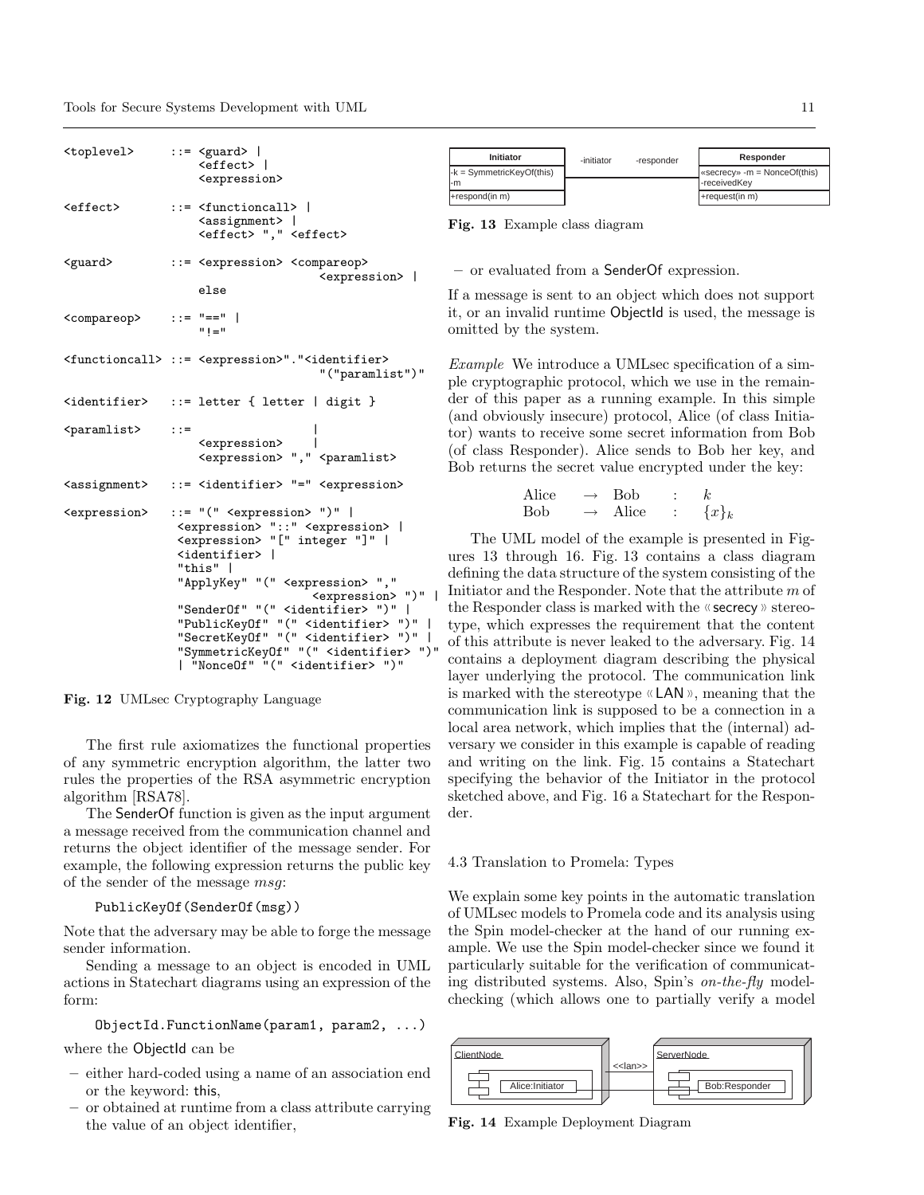```
<toplevel>      ::= <guard> |
                    <effect> |
                    <expression>

<effect>        ::= <functioncall> |
                    <assignment> |
                    <effect> "," <effect>

<guard>         ::= <expression> <compareop>
                                  <expression> |
                    else

<compareop>     ::= "==" |
                    "!="

<functioncall> ::= <expression>"."<identifier>
                                  "("paramlist")"

<identifier>    ::= letter { letter | digit }

<paramlist>     ::=                  |
                    <expression>     |
                    <expression> "," <paramlist>

<assignment>    ::= <identifier> "=" <expression>

<expression>    ::= "(" <expression> ")" |
                   <expression> "::" <expression> |
                   <expression> "[" integer "]" |
                   <identifier> |
                   "this" |
                   "ApplyKey" "(" <expression> ","
                                  <expression> ")" |
                   "SenderOf" "(" <identifier> ")" |
                   "PublicKeyOf" "(" <identifier> ")" |
                   "SecretKeyOf" "(" <identifier> ")" |
                   "SymmetricKeyOf" "(" <identifier> ")"
                   | "NonceOf" "(" <identifier> ")"
```

**Fig. 12** UMLsec Cryptography Language

The first rule axiomatizes the functional properties of any symmetric encryption algorithm, the latter two rules the properties of the RSA asymmetric encryption algorithm [RSA78].

The SenderOf function is given as the input argument a message received from the communication channel and returns the object identifier of the message sender. For example, the following expression returns the public key of the sender of the message *msg*:

```
PublicKeyOf(SenderOf(msg))
```

Note that the adversary may be able to forge the message sender information.

Sending a message to an object is encoded in UML actions in Statechart diagrams using an expression of the form:

```
ObjectId.FunctionName(param1, param2, ...)
```

where the ObjectId can be

– either hard-coded using a name of an association end or the keyword: this,
– or obtained at runtime from a class attribute carrying the value of an object identifier,
– or evaluated from a SenderOf expression.

If a message is sent to an object which does not support it, or an invalid runtime ObjectId is used, the message is omitted by the system.

| Initiator | -initiator | -responder | Responder |
| --- | --- | --- | --- |
| -k = SymmetricKeyOf(this) -m | | | «secrecy» -m = NonceOf(this) -receivedKey |
| +respond(in m) | | | +request(in m) |

**Fig. 13** Example class diagram

*Example* We introduce a UMLsec specification of a simple cryptographic protocol, which we use in the remainder of this paper as a running example. In this simple (and obviously insecure) protocol, Alice (of class Initiator) wants to receive some secret information from Bob (of class Responder). Alice sends to Bob her key, and Bob returns the secret value encrypted under the key:

$$\begin{array}{llll} \text{Alice} & \rightarrow & \text{Bob} & : \quad k \\ \text{Bob} & \rightarrow & \text{Alice} & : \quad \{x\}_k \end{array}$$

The UML model of the example is presented in Figures 13 through 16. Fig. 13 contains a class diagram defining the data structure of the system consisting of the Initiator and the Responder. Note that the attribute $m$ of the Responder class is marked with the «secrecy» stereotype, which expresses the requirement that the content of this attribute is never leaked to the adversary. Fig. 14 contains a deployment diagram describing the physical layer underlying the protocol. The communication link is marked with the stereotype «LAN», meaning that the communication link is supposed to be a connection in a local area network, which implies that the (internal) adversary we consider in this example is capable of reading and writing on the link. Fig. 15 contains a Statechart specifying the behavior of the Initiator in the protocol sketched above, and Fig. 16 a Statechart for the Responder.

## 4.3 Translation to Promela: Types

We explain some key points in the automatic translation of UMLsec models to Promela code and its analysis using the Spin model-checker at the hand of our running example. We use the Spin model-checker since we found it particularly suitable for the verification of communicating distributed systems. Also, Spin's *on-the-fly* model-checking (which allows one to partially verify a model

ClientNode — Alice:Initiator — <<lan>> — ServerNode — Bob:Responder

**Fig. 14** Example Deployment Diagram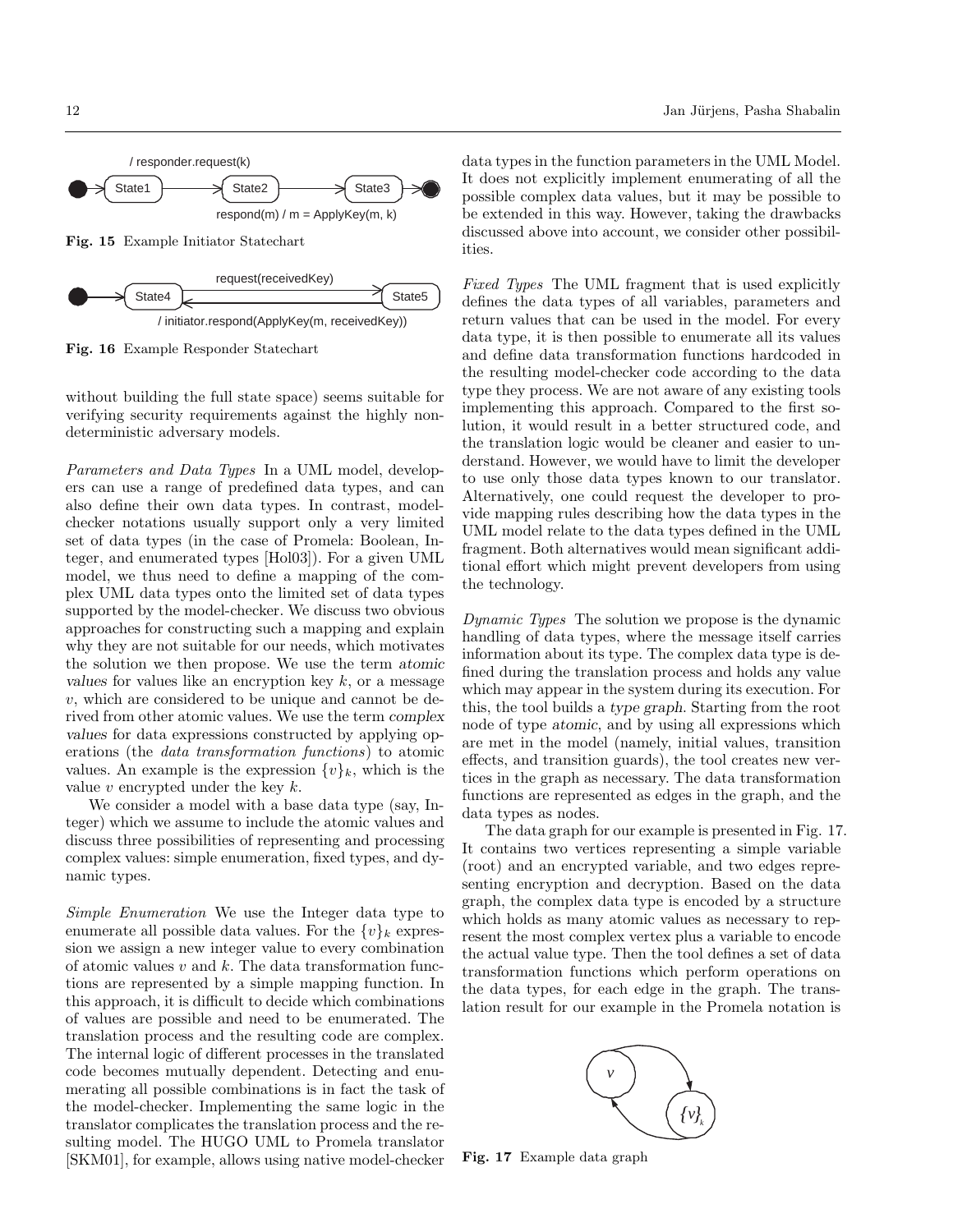/ responder.request(k)

State1 State2 State3

respond(m) / m = ApplyKey(m, k)

**Fig. 15** Example Initiator Statechart

request(receivedKey)

State4 State5

/ initiator.respond(ApplyKey(m, receivedKey))

**Fig. 16** Example Responder Statechart

without building the full state space) seems suitable for verifying security requirements against the highly nondeterministic adversary models.

*Parameters and Data Types* In a UML model, developers can use a range of predefined data types, and can also define their own data types. In contrast, model-checker notations usually support only a very limited set of data types (in the case of Promela: Boolean, Integer, and enumerated types [Hol03]). For a given UML model, we thus need to define a mapping of the complex UML data types onto the limited set of data types supported by the model-checker. We discuss two obvious approaches for constructing such a mapping and explain why they are not suitable for our needs, which motivates the solution we then propose. We use the term *atomic values* for values like an encryption key $k$, or a message $v$, which are considered to be unique and cannot be derived from other atomic values. We use the term *complex values* for data expressions constructed by applying operations (the *data transformation functions*) to atomic values. An example is the expression $\{v\}_k$, which is the value $v$ encrypted under the key $k$.

We consider a model with a base data type (say, Integer) which we assume to include the atomic values and discuss three possibilities of representing and processing complex values: simple enumeration, fixed types, and dynamic types.

*Simple Enumeration* We use the Integer data type to enumerate all possible data values. For the $\{v\}_k$ expression we assign a new integer value to every combination of atomic values $v$ and $k$. The data transformation functions are represented by a simple mapping function. In this approach, it is difficult to decide which combinations of values are possible and need to be enumerated. The translation process and the resulting code are complex. The internal logic of different processes in the translated code becomes mutually dependent. Detecting and enumerating all possible combinations is in fact the task of the model-checker. Implementing the same logic in the translator complicates the translation process and the resulting model. The HUGO UML to Promela translator [SKM01], for example, allows using native model-checker data types in the function parameters in the UML Model. It does not explicitly implement enumerating of all the possible complex data values, but it may be possible to be extended in this way. However, taking the drawbacks discussed above into account, we consider other possibilities.

*Fixed Types* The UML fragment that is used explicitly defines the data types of all variables, parameters and return values that can be used in the model. For every data type, it is then possible to enumerate all its values and define data transformation functions hardcoded in the resulting model-checker code according to the data type they process. We are not aware of any existing tools implementing this approach. Compared to the first solution, it would result in a better structured code, and the translation logic would be cleaner and easier to understand. However, we would have to limit the developer to use only those data types known to our translator. Alternatively, one could request the developer to provide mapping rules describing how the data types in the UML model relate to the data types defined in the UML fragment. Both alternatives would mean significant additional effort which might prevent developers from using the technology.

*Dynamic Types* The solution we propose is the dynamic handling of data types, where the message itself carries information about its type. The complex data type is defined during the translation process and holds any value which may appear in the system during its execution. For this, the tool builds a *type graph*. Starting from the root node of type *atomic*, and by using all expressions which are met in the model (namely, initial values, transition effects, and transition guards), the tool creates new vertices in the graph as necessary. The data transformation functions are represented as edges in the graph, and the data types as nodes.

The data graph for our example is presented in Fig. 17. It contains two vertices representing a simple variable (root) and an encrypted variable, and two edges representing encryption and decryption. Based on the data graph, the complex data type is encoded by a structure which holds as many atomic values as necessary to represent the most complex vertex plus a variable to encode the actual value type. Then the tool defines a set of data transformation functions which perform operations on the data types, for each edge in the graph. The translation result for our example in the Promela notation is

v

$\{v\}_k$

**Fig. 17** Example data graph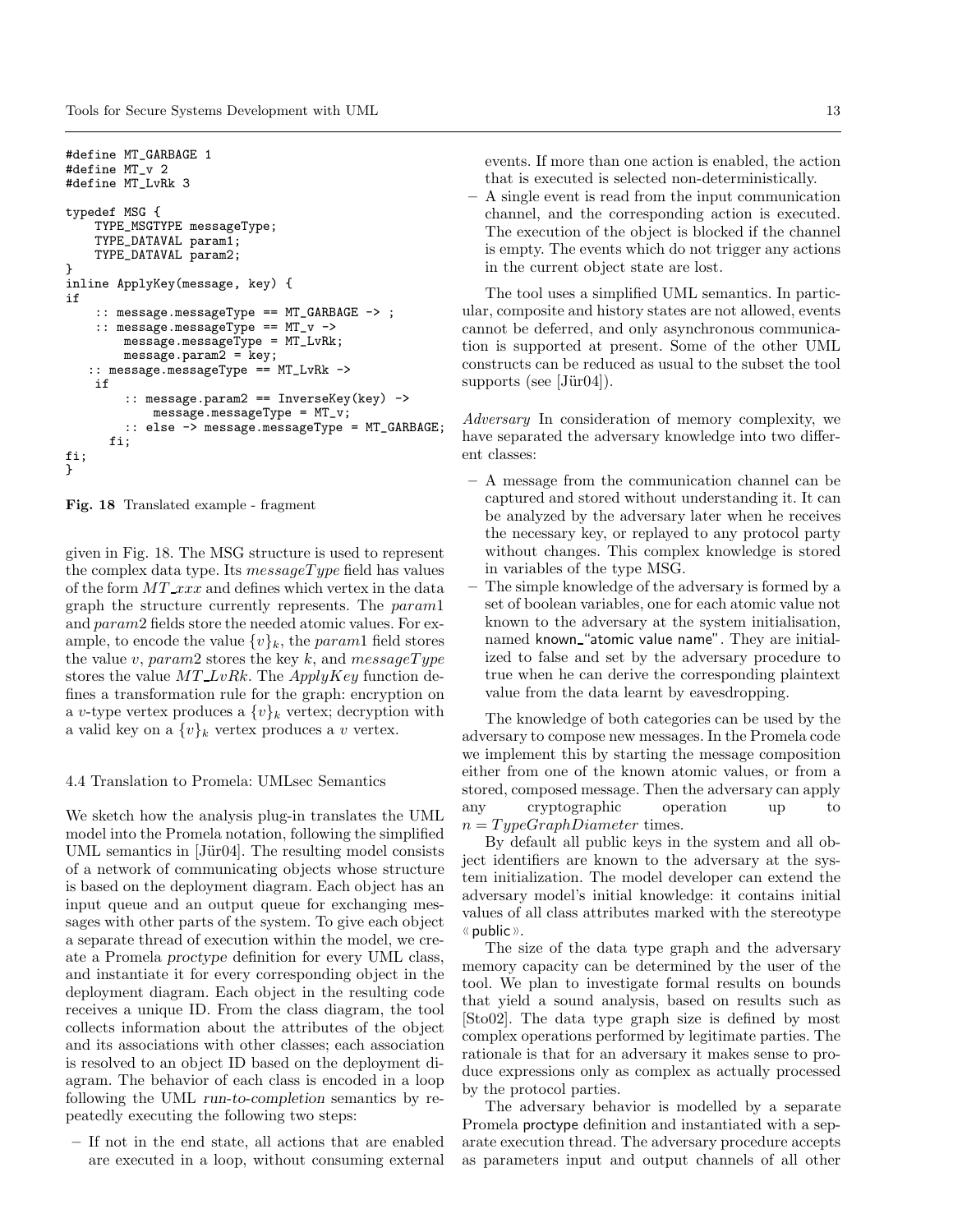```
#define MT_GARBAGE 1
#define MT_v 2
#define MT_LvRk 3

typedef MSG {
    TYPE_MSGTYPE messageType;
    TYPE_DATAVAL param1;
    TYPE_DATAVAL param2;
}
inline ApplyKey(message, key) {
if
    :: message.messageType == MT_GARBAGE -> ;
    :: message.messageType == MT_v ->
        message.messageType = MT_LvRk;
        message.param2 = key;
   :: message.messageType == MT_LvRk ->
    if
        :: message.param2 == InverseKey(key) ->
             message.messageType = MT_v;
        :: else -> message.messageType = MT_GARBAGE;
      fi;
fi;
}
```

**Fig. 18** Translated example - fragment

given in Fig. 18. The MSG structure is used to represent the complex data type. Its *messageType* field has values of the form *MT_xxx* and defines which vertex in the data graph the structure currently represents. The *param*1 and *param*2 fields store the needed atomic values. For example, to encode the value $\{v\}_k$, the *param*1 field stores the value $v$, *param*2 stores the key $k$, and *messageType* stores the value *MT_LvRk*. The *ApplyKey* function defines a transformation rule for the graph: encryption on a $v$-type vertex produces a $\{v\}_k$ vertex; decryption with a valid key on a $\{v\}_k$ vertex produces a $v$ vertex.

### 4.4 Translation to Promela: UMLsec Semantics

We sketch how the analysis plug-in translates the UML model into the Promela notation, following the simplified UML semantics in [Jür04]. The resulting model consists of a network of communicating objects whose structure is based on the deployment diagram. Each object has an input queue and an output queue for exchanging messages with other parts of the system. To give each object a separate thread of execution within the model, we create a Promela *proctype* definition for every UML class, and instantiate it for every corresponding object in the deployment diagram. Each object in the resulting code receives a unique ID. From the class diagram, the tool collects information about the attributes of the object and its associations with other classes; each association is resolved to an object ID based on the deployment diagram. The behavior of each class is encoded in a loop following the UML *run-to-completion* semantics by repeatedly executing the following two steps:

- If not in the end state, all actions that are enabled are executed in a loop, without consuming external events. If more than one action is enabled, the action that is executed is selected non-deterministically.
- A single event is read from the input communication channel, and the corresponding action is executed. The execution of the object is blocked if the channel is empty. The events which do not trigger any actions in the current object state are lost.

The tool uses a simplified UML semantics. In particular, composite and history states are not allowed, events cannot be deferred, and only asynchronous communication is supported at present. Some of the other UML constructs can be reduced as usual to the subset the tool supports (see [Jür04]).

*Adversary* In consideration of memory complexity, we have separated the adversary knowledge into two different classes:

- A message from the communication channel can be captured and stored without understanding it. It can be analyzed by the adversary later when he receives the necessary key, or replayed to any protocol party without changes. This complex knowledge is stored in variables of the type MSG.
- The simple knowledge of the adversary is formed by a set of boolean variables, one for each atomic value not known to the adversary at the system initialisation, named known_"atomic value name". They are initialized to false and set by the adversary procedure to true when he can derive the corresponding plaintext value from the data learnt by eavesdropping.

The knowledge of both categories can be used by the adversary to compose new messages. In the Promela code we implement this by starting the message composition either from one of the known atomic values, or from a stored, composed message. Then the adversary can apply any cryptographic operation up to $n = TypeGraphDiameter$ times.

By default all public keys in the system and all object identifiers are known to the adversary at the system initialization. The model developer can extend the adversary model's initial knowledge: it contains initial values of all class attributes marked with the stereotype «public».

The size of the data type graph and the adversary memory capacity can be determined by the user of the tool. We plan to investigate formal results on bounds that yield a sound analysis, based on results such as [Sto02]. The data type graph size is defined by most complex operations performed by legitimate parties. The rationale is that for an adversary it makes sense to produce expressions only as complex as actually processed by the protocol parties.

The adversary behavior is modelled by a separate Promela proctype definition and instantiated with a separate execution thread. The adversary procedure accepts as parameters input and output channels of all other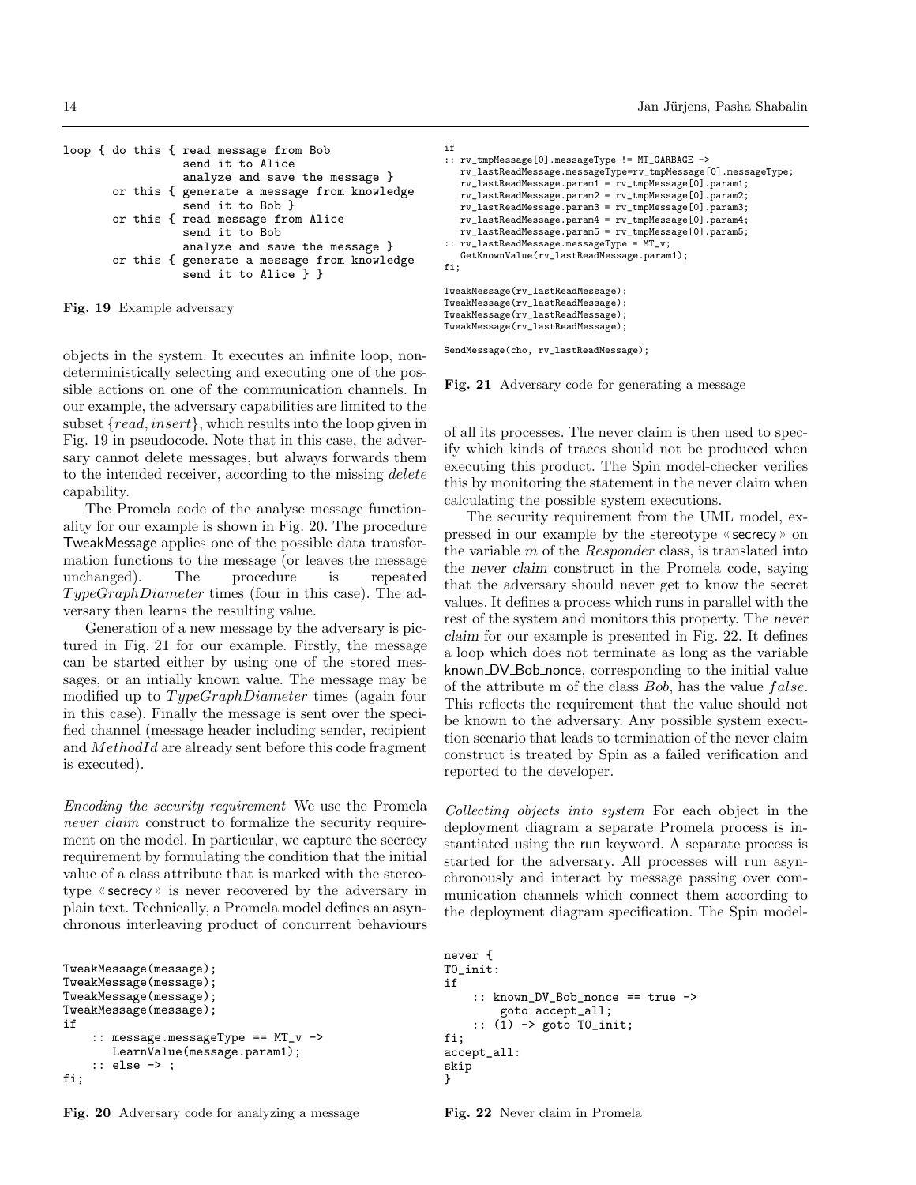```
loop { do this { read message from Bob
                 send it to Alice
                 analyze and save the message }
       or this { generate a message from knowledge
                 send it to Bob }
       or this { read message from Alice
                 send it to Bob
                 analyze and save the message }
       or this { generate a message from knowledge
                 send it to Alice } }
```

**Fig. 19** Example adversary

objects in the system. It executes an infinite loop, nondeterministically selecting and executing one of the possible actions on one of the communication channels. In our example, the adversary capabilities are limited to the subset $\{read, insert\}$, which results into the loop given in Fig. 19 in pseudocode. Note that in this case, the adversary cannot delete messages, but always forwards them to the intended receiver, according to the missing *delete* capability.

The Promela code of the analyse message functionality for our example is shown in Fig. 20. The procedure TweakMessage applies one of the possible data transformation functions to the message (or leaves the message unchanged). The procedure is repeated $TypeGraphDiameter$ times (four in this case). The adversary then learns the resulting value.

Generation of a new message by the adversary is pictured in Fig. 21 for our example. Firstly, the message can be started either by using one of the stored messages, or an intially known value. The message may be modified up to $TypeGraphDiameter$ times (again four in this case). Finally the message is sent over the specified channel (message header including sender, recipient and $MethodId$ are already sent before this code fragment is executed).

*Encoding the security requirement* We use the Promela *never claim* construct to formalize the security requirement on the model. In particular, we capture the secrecy requirement by formulating the condition that the initial value of a class attribute that is marked with the stereotype «secrecy» is never recovered by the adversary in plain text. Technically, a Promela model defines an asynchronous interleaving product of concurrent behaviours

```
TweakMessage(message);
TweakMessage(message);
TweakMessage(message);
TweakMessage(message);
if
    :: message.messageType == MT_v ->
        LearnValue(message.param1);
    :: else -> ;
fi;
```

**Fig. 20** Adversary code for analyzing a message

```
if
:: rv_tmpMessage[0].messageType != MT_GARBAGE ->
   rv_lastReadMessage.messageType=rv_tmpMessage[0].messageType;
   rv_lastReadMessage.param1 = rv_tmpMessage[0].param1;
   rv_lastReadMessage.param2 = rv_tmpMessage[0].param2;
   rv_lastReadMessage.param3 = rv_tmpMessage[0].param3;
   rv_lastReadMessage.param4 = rv_tmpMessage[0].param4;
   rv_lastReadMessage.param5 = rv_tmpMessage[0].param5;
:: rv_lastReadMessage.messageType = MT_v;
   GetKnownValue(rv_lastReadMessage.param1);
fi;

TweakMessage(rv_lastReadMessage);
TweakMessage(rv_lastReadMessage);
TweakMessage(rv_lastReadMessage);
TweakMessage(rv_lastReadMessage);

SendMessage(cho, rv_lastReadMessage);
```

**Fig. 21** Adversary code for generating a message

of all its processes. The never claim is then used to specify which kinds of traces should not be produced when executing this product. The Spin model-checker verifies this by monitoring the statement in the never claim when calculating the possible system executions.

The security requirement from the UML model, expressed in our example by the stereotype «secrecy» on the variable $m$ of the *Responder* class, is translated into the never claim construct in the Promela code, saying that the adversary should never get to know the secret values. It defines a process which runs in parallel with the rest of the system and monitors this property. The never claim for our example is presented in Fig. 22. It defines a loop which does not terminate as long as the variable known_DV_Bob_nonce, corresponding to the initial value of the attribute m of the class *Bob*, has the value $false$. This reflects the requirement that the value should not be known to the adversary. Any possible system execution scenario that leads to termination of the never claim construct is treated by Spin as a failed verification and reported to the developer.

*Collecting objects into system* For each object in the deployment diagram a separate Promela process is instantiated using the run keyword. A separate process is started for the adversary. All processes will run asynchronously and interact by message passing over communication channels which connect them according to the deployment diagram specification. The Spin model-

```
never {
T0_init:
if
    :: known_DV_Bob_nonce == true ->
        goto accept_all;
    :: (1) -> goto T0_init;
fi;
accept_all:
skip
}
```

**Fig. 22** Never claim in Promela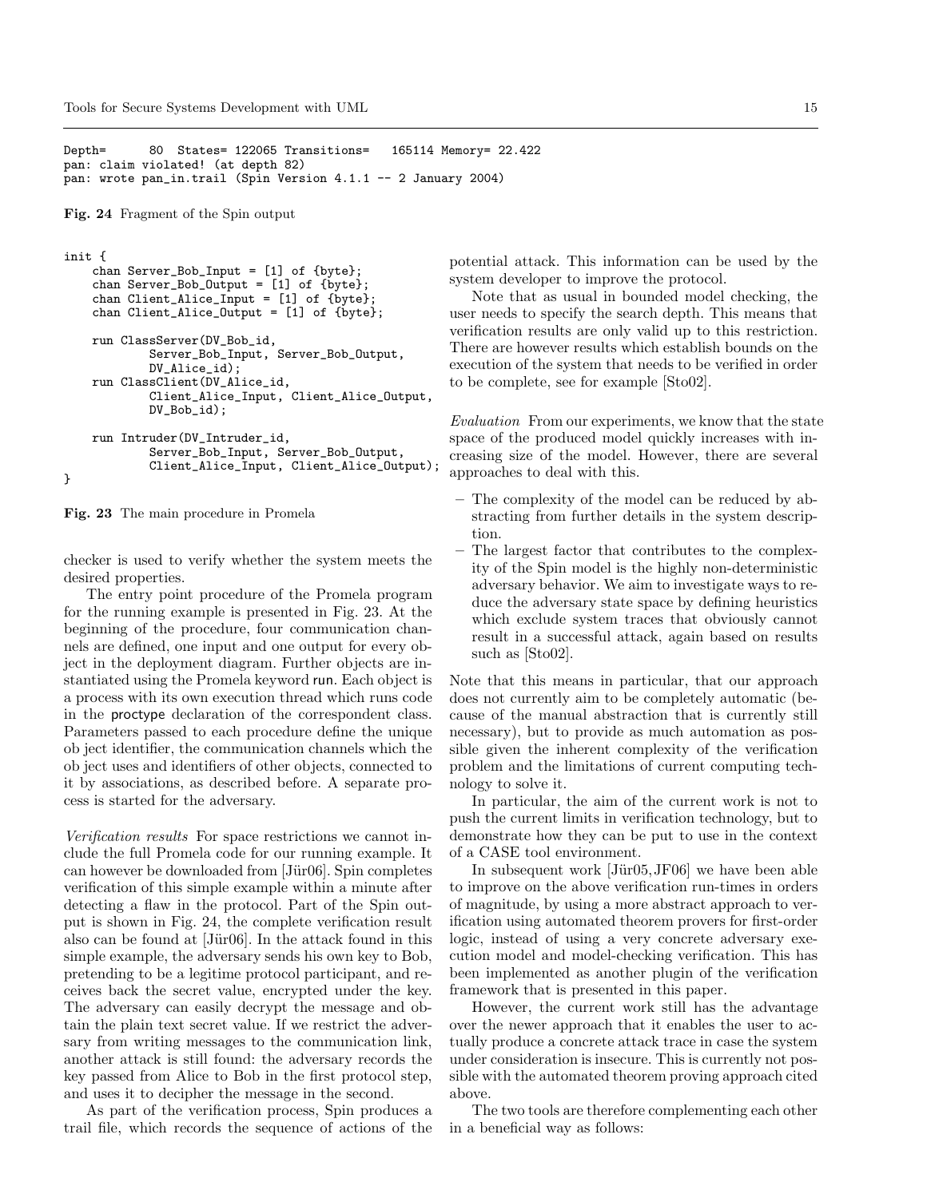```
Depth=      80  States= 122065 Transitions=   165114 Memory= 22.422
pan: claim violated! (at depth 82)
pan: wrote pan_in.trail (Spin Version 4.1.1 -- 2 January 2004)
```

**Fig. 24** Fragment of the Spin output

```
init {
    chan Server_Bob_Input = [1] of {byte};
    chan Server_Bob_Output = [1] of {byte};
    chan Client_Alice_Input = [1] of {byte};
    chan Client_Alice_Output = [1] of {byte};

    run ClassServer(DV_Bob_id,
            Server_Bob_Input, Server_Bob_Output,
            DV_Alice_id);
    run ClassClient(DV_Alice_id,
            Client_Alice_Input, Client_Alice_Output,
            DV_Bob_id);

    run Intruder(DV_Intruder_id,
            Server_Bob_Input, Server_Bob_Output,
            Client_Alice_Input, Client_Alice_Output);
}
```

**Fig. 23** The main procedure in Promela

checker is used to verify whether the system meets the desired properties.

The entry point procedure of the Promela program for the running example is presented in Fig. 23. At the beginning of the procedure, four communication channels are defined, one input and one output for every object in the deployment diagram. Further objects are instantiated using the Promela keyword run. Each object is a process with its own execution thread which runs code in the proctype declaration of the correspondent class. Parameters passed to each procedure define the unique ob ject identifier, the communication channels which the ob ject uses and identifiers of other objects, connected to it by associations, as described before. A separate process is started for the adversary.

*Verification results* For space restrictions we cannot include the full Promela code for our running example. It can however be downloaded from [Jür06]. Spin completes verification of this simple example within a minute after detecting a flaw in the protocol. Part of the Spin output is shown in Fig. 24, the complete verification result also can be found at [Jür06]. In the attack found in this simple example, the adversary sends his own key to Bob, pretending to be a legitime protocol participant, and receives back the secret value, encrypted under the key. The adversary can easily decrypt the message and obtain the plain text secret value. If we restrict the adversary from writing messages to the communication link, another attack is still found: the adversary records the key passed from Alice to Bob in the first protocol step, and uses it to decipher the message in the second.

As part of the verification process, Spin produces a trail file, which records the sequence of actions of the potential attack. This information can be used by the system developer to improve the protocol.

Note that as usual in bounded model checking, the user needs to specify the search depth. This means that verification results are only valid up to this restriction. There are however results which establish bounds on the execution of the system that needs to be verified in order to be complete, see for example [Sto02].

*Evaluation* From our experiments, we know that the state space of the produced model quickly increases with increasing size of the model. However, there are several approaches to deal with this.

- The complexity of the model can be reduced by abstracting from further details in the system description.
- The largest factor that contributes to the complexity of the Spin model is the highly non-deterministic adversary behavior. We aim to investigate ways to reduce the adversary state space by defining heuristics which exclude system traces that obviously cannot result in a successful attack, again based on results such as [Sto02].

Note that this means in particular, that our approach does not currently aim to be completely automatic (because of the manual abstraction that is currently still necessary), but to provide as much automation as possible given the inherent complexity of the verification problem and the limitations of current computing technology to solve it.

In particular, the aim of the current work is not to push the current limits in verification technology, but to demonstrate how they can be put to use in the context of a CASE tool environment.

In subsequent work [Jür05,JF06] we have been able to improve on the above verification run-times in orders of magnitude, by using a more abstract approach to verification using automated theorem provers for first-order logic, instead of using a very concrete adversary execution model and model-checking verification. This has been implemented as another plugin of the verification framework that is presented in this paper.

However, the current work still has the advantage over the newer approach that it enables the user to actually produce a concrete attack trace in case the system under consideration is insecure. This is currently not possible with the automated theorem proving approach cited above.

The two tools are therefore complementing each other in a beneficial way as follows: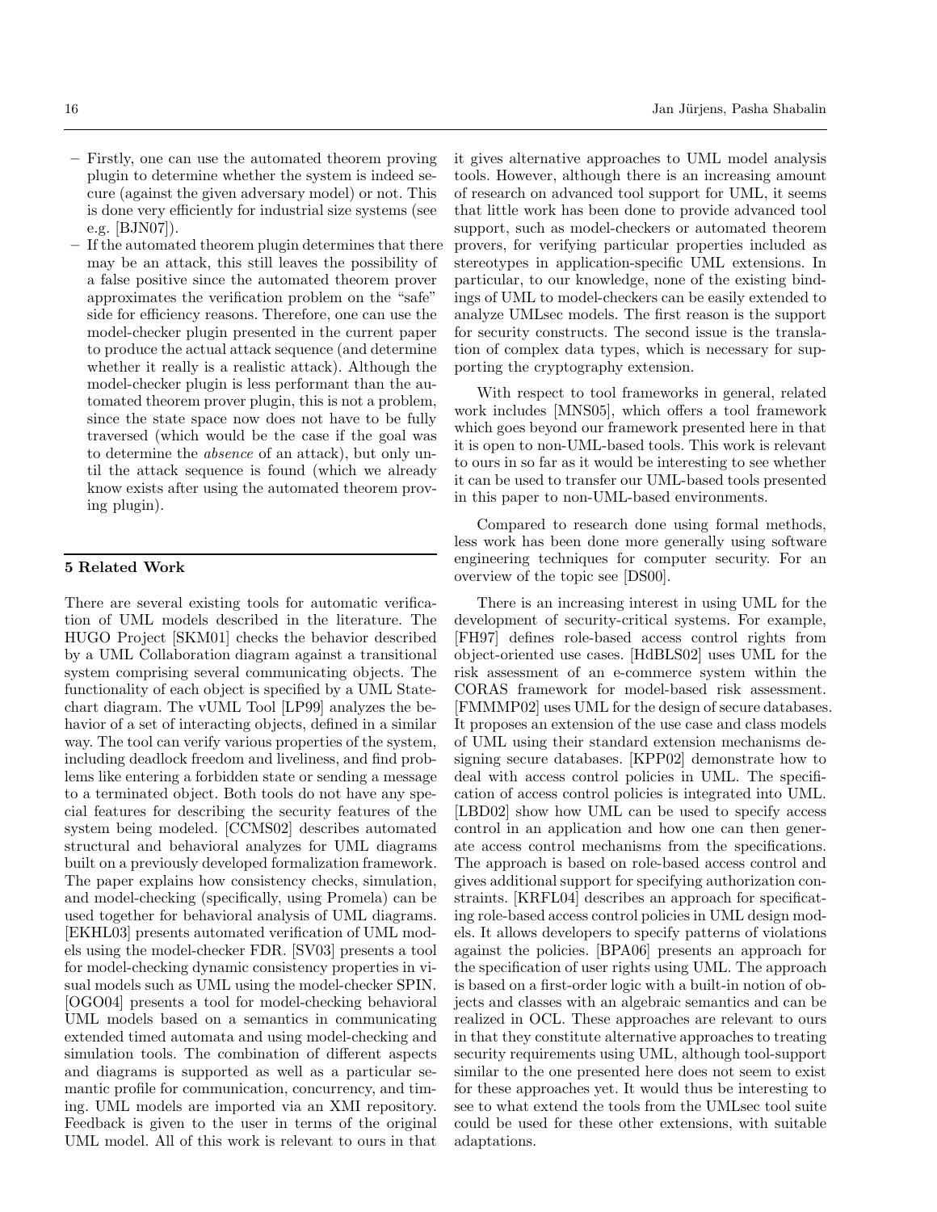- Firstly, one can use the automated theorem proving plugin to determine whether the system is indeed secure (against the given adversary model) or not. This is done very efficiently for industrial size systems (see e.g. [BJN07]).
- If the automated theorem plugin determines that there may be an attack, this still leaves the possibility of a false positive since the automated theorem prover approximates the verification problem on the "safe" side for efficiency reasons. Therefore, one can use the model-checker plugin presented in the current paper to produce the actual attack sequence (and determine whether it really is a realistic attack). Although the model-checker plugin is less performant than the automated theorem prover plugin, this is not a problem, since the state space now does not have to be fully traversed (which would be the case if the goal was to determine the *absence* of an attack), but only until the attack sequence is found (which we already know exists after using the automated theorem proving plugin).

## 5 Related Work

There are several existing tools for automatic verification of UML models described in the literature. The HUGO Project [SKM01] checks the behavior described by a UML Collaboration diagram against a transitional system comprising several communicating objects. The functionality of each object is specified by a UML Statechart diagram. The vUML Tool [LP99] analyzes the behavior of a set of interacting objects, defined in a similar way. The tool can verify various properties of the system, including deadlock freedom and liveliness, and find problems like entering a forbidden state or sending a message to a terminated object. Both tools do not have any special features for describing the security features of the system being modeled. [CCMS02] describes automated structural and behavioral analyzes for UML diagrams built on a previously developed formalization framework. The paper explains how consistency checks, simulation, and model-checking (specifically, using Promela) can be used together for behavioral analysis of UML diagrams. [EKHL03] presents automated verification of UML models using the model-checker FDR. [SV03] presents a tool for model-checking dynamic consistency properties in visual models such as UML using the model-checker SPIN. [OGO04] presents a tool for model-checking behavioral UML models based on a semantics in communicating extended timed automata and using model-checking and simulation tools. The combination of different aspects and diagrams is supported as well as a particular semantic profile for communication, concurrency, and timing. UML models are imported via an XMI repository. Feedback is given to the user in terms of the original UML model. All of this work is relevant to ours in that it gives alternative approaches to UML model analysis tools. However, although there is an increasing amount of research on advanced tool support for UML, it seems that little work has been done to provide advanced tool support, such as model-checkers or automated theorem provers, for verifying particular properties included as stereotypes in application-specific UML extensions. In particular, to our knowledge, none of the existing bindings of UML to model-checkers can be easily extended to analyze UMLsec models. The first reason is the support for security constructs. The second issue is the translation of complex data types, which is necessary for supporting the cryptography extension.

With respect to tool frameworks in general, related work includes [MNS05], which offers a tool framework which goes beyond our framework presented here in that it is open to non-UML-based tools. This work is relevant to ours in so far as it would be interesting to see whether it can be used to transfer our UML-based tools presented in this paper to non-UML-based environments.

Compared to research done using formal methods, less work has been done more generally using software engineering techniques for computer security. For an overview of the topic see [DS00].

There is an increasing interest in using UML for the development of security-critical systems. For example, [FH97] defines role-based access control rights from object-oriented use cases. [HdBLS02] uses UML for the risk assessment of an e-commerce system within the CORAS framework for model-based risk assessment. [FMMMP02] uses UML for the design of secure databases. It proposes an extension of the use case and class models of UML using their standard extension mechanisms designing secure databases. [KPP02] demonstrate how to deal with access control policies in UML. The specification of access control policies is integrated into UML. [LBD02] show how UML can be used to specify access control in an application and how one can then generate access control mechanisms from the specifications. The approach is based on role-based access control and gives additional support for specifying authorization constraints. [KRFL04] describes an approach for specificating role-based access control policies in UML design models. It allows developers to specify patterns of violations against the policies. [BPA06] presents an approach for the specification of user rights using UML. The approach is based on a first-order logic with a built-in notion of objects and classes with an algebraic semantics and can be realized in OCL. These approaches are relevant to ours in that they constitute alternative approaches to treating security requirements using UML, although tool-support similar to the one presented here does not seem to exist for these approaches yet. It would thus be interesting to see to what extend the tools from the UMLsec tool suite could be used for these other extensions, with suitable adaptations.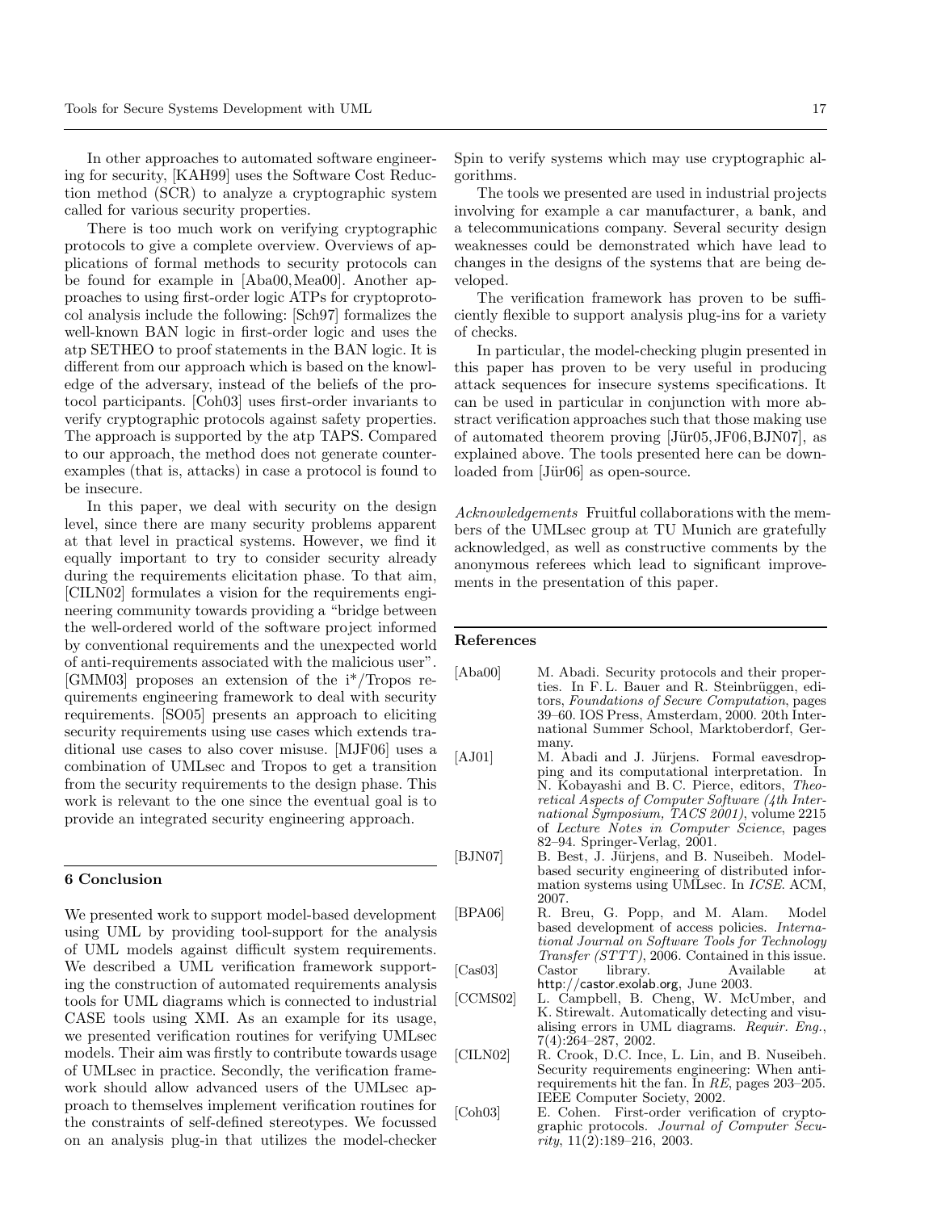In other approaches to automated software engineering for security, [KAH99] uses the Software Cost Reduction method (SCR) to analyze a cryptographic system called for various security properties.

There is too much work on verifying cryptographic protocols to give a complete overview. Overviews of applications of formal methods to security protocols can be found for example in [Aba00,Mea00]. Another approaches to using first-order logic ATPs for cryptoprotocol analysis include the following: [Sch97] formalizes the well-known BAN logic in first-order logic and uses the atp SETHEO to proof statements in the BAN logic. It is different from our approach which is based on the knowledge of the adversary, instead of the beliefs of the protocol participants. [Coh03] uses first-order invariants to verify cryptographic protocols against safety properties. The approach is supported by the atp TAPS. Compared to our approach, the method does not generate counterexamples (that is, attacks) in case a protocol is found to be insecure.

In this paper, we deal with security on the design level, since there are many security problems apparent at that level in practical systems. However, we find it equally important to try to consider security already during the requirements elicitation phase. To that aim, [CILN02] formulates a vision for the requirements engineering community towards providing a "bridge between the well-ordered world of the software project informed by conventional requirements and the unexpected world of anti-requirements associated with the malicious user". [GMM03] proposes an extension of the i*/Tropos requirements engineering framework to deal with security requirements. [SO05] presents an approach to eliciting security requirements using use cases which extends traditional use cases to also cover misuse. [MJF06] uses a combination of UMLsec and Tropos to get a transition from the security requirements to the design phase. This work is relevant to the one since the eventual goal is to provide an integrated security engineering approach.

## 6 Conclusion

We presented work to support model-based development using UML by providing tool-support for the analysis of UML models against difficult system requirements. We described a UML verification framework supporting the construction of automated requirements analysis tools for UML diagrams which is connected to industrial CASE tools using XMI. As an example for its usage, we presented verification routines for verifying UMLsec models. Their aim was firstly to contribute towards usage of UMLsec in practice. Secondly, the verification framework should allow advanced users of the UMLsec approach to themselves implement verification routines for the constraints of self-defined stereotypes. We focussed on an analysis plug-in that utilizes the model-checker Spin to verify systems which may use cryptographic algorithms.

The tools we presented are used in industrial projects involving for example a car manufacturer, a bank, and a telecommunications company. Several security design weaknesses could be demonstrated which have lead to changes in the designs of the systems that are being developed.

The verification framework has proven to be sufficiently flexible to support analysis plug-ins for a variety of checks.

In particular, the model-checking plugin presented in this paper has proven to be very useful in producing attack sequences for insecure systems specifications. It can be used in particular in conjunction with more abstract verification approaches such that those making use of automated theorem proving [Jür05,JF06,BJN07], as explained above. The tools presented here can be downloaded from [Jür06] as open-source.

*Acknowledgements* Fruitful collaborations with the members of the UMLsec group at TU Munich are gratefully acknowledged, as well as constructive comments by the anonymous referees which lead to significant improvements in the presentation of this paper.

## References

[Aba00] M. Abadi. Security protocols and their properties. In F. L. Bauer and R. Steinbrüggen, editors, *Foundations of Secure Computation*, pages 39–60. IOS Press, Amsterdam, 2000. 20th International Summer School, Marktoberdorf, Germany.

[AJ01] M. Abadi and J. Jürjens. Formal eavesdropping and its computational interpretation. In N. Kobayashi and B. C. Pierce, editors, *Theoretical Aspects of Computer Software (4th International Symposium, TACS 2001)*, volume 2215 of *Lecture Notes in Computer Science*, pages 82–94. Springer-Verlag, 2001.

[BJN07] B. Best, J. Jürjens, and B. Nuseibeh. Model-based security engineering of distributed information systems using UMLsec. In *ICSE*. ACM, 2007.

[BPA06] R. Breu, G. Popp, and M. Alam. Model based development of access policies. *International Journal on Software Tools for Technology Transfer (STTT)*, 2006. Contained in this issue.

[Cas03] Castor library. Available at http://castor.exolab.org, June 2003.

[CCMS02] L. Campbell, B. Cheng, W. McUmber, and K. Stirewalt. Automatically detecting and visualising errors in UML diagrams. *Requir. Eng.*, 7(4):264–287, 2002.

[CILN02] R. Crook, D.C. Ince, L. Lin, and B. Nuseibeh. Security requirements engineering: When anti-requirements hit the fan. In *RE*, pages 203–205. IEEE Computer Society, 2002.

[Coh03] E. Cohen. First-order verification of cryptographic protocols. *Journal of Computer Security*, 11(2):189–216, 2003.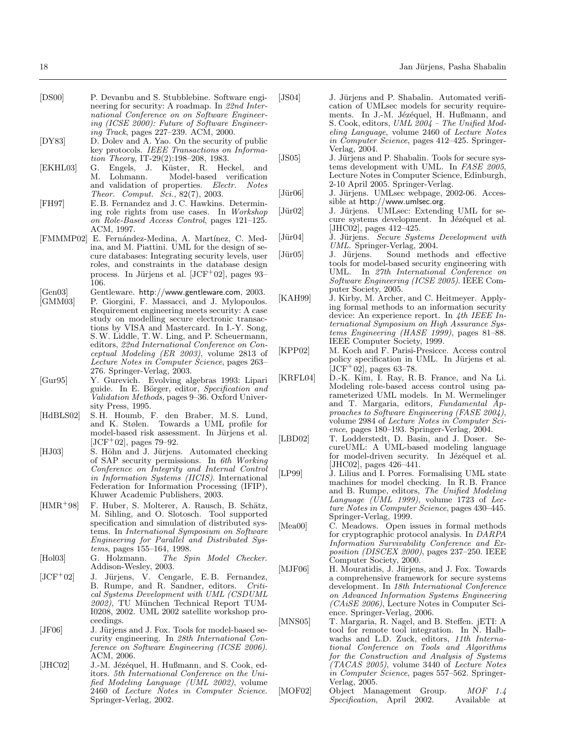[DS00] P. Devanbu and S. Stubblebine. Software engineering for security: A roadmap. In *22nd International Conference on on Software Engineering (ICSE 2000): Future of Software Engineering Track*, pages 227–239. ACM, 2000.

[DY83] D. Dolev and A. Yao. On the security of public key protocols. *IEEE Transactions on Information Theory*, IT-29(2):198–208, 1983.

[EKHL03] G. Engels, J. Küster, R. Heckel, and M. Lohmann. Model-based verification and validation of properties. *Electr. Notes Theor. Comput. Sci.*, 82(7), 2003.

[FH97] E. B. Fernandez and J. C. Hawkins. Determining role rights from use cases. In *Workshop on Role-Based Access Control*, pages 121–125. ACM, 1997.

[FMMMP02] E. Fernández-Medina, A. Martínez, C. Medina, and M. Piattini. UML for the design of secure databases: Integrating security levels, user roles, and constraints in the database design process. In Jürjens et al. [JCF+02], pages 93–106.

[Gen03] Gentleware. http://www.gentleware.com, 2003.

[GMM03] P. Giorgini, F. Massacci, and J. Mylopoulos. Requirement engineering meets security: A case study on modelling secure electronic transactions by VISA and Mastercard. In I.-Y. Song, S. W. Liddle, T. W. Ling, and P. Scheuermann, editors, *22nd International Conference on Conceptual Modeling (ER 2003)*, volume 2813 of *Lecture Notes in Computer Science*, pages 263–276. Springer-Verlag, 2003.

[Gur95] Y. Gurevich. Evolving algebras 1993: Lipari guide. In E. Börger, editor, *Specification and Validation Methods*, pages 9–36. Oxford University Press, 1995.

[HdBLS02] S. H. Houmb, F. den Braber, M. S. Lund, and K. Stølen. Towards a UML profile for model-based risk assessment. In Jürjens et al. [JCF+02], pages 79–92.

[HJ03] S. Höhn and J. Jürjens. Automated checking of SAP security permissions. In *6th Working Conference on Integrity and Internal Control in Information Systems (IICIS)*. International Federation for Information Processing (IFIP), Kluwer Academic Publishers, 2003.

[HMR+98] F. Huber, S. Molterer, A. Rausch, B. Schätz, M. Sihling, and O. Slotosch. Tool supported specification and simulation of distributed systems. In *International Symposium on Software Engineering for Parallel and Distributed Systems*, pages 155–164, 1998.

[Hol03] G. Holzmann. *The Spin Model Checker*. Addison-Wesley, 2003.

[JCF+02] J. Jürjens, V. Cengarle, E. B. Fernandez, B. Rumpe, and R. Sandner, editors. *Critical Systems Development with UML (CSDUML 2002)*, TU München Technical Report TUM-I0208, 2002. UML 2002 satellite workshop proceedings.

[JF06] J. Jürjens and J. Fox. Tools for model-based security engineering. In *28th International Conference on Software Engineering (ICSE 2006)*. ACM, 2006.

[JHC02] J.-M. Jézéquel, H. Hußmann, and S. Cook, editors. *5th International Conference on the Unified Modeling Language (UML 2002)*, volume 2460 of *Lecture Notes in Computer Science*. Springer-Verlag, 2002.

[JS04] J. Jürjens and P. Shabalin. Automated verification of UMLsec models for security requirements. In J.-M. Jézéquel, H. Hußmann, and S. Cook, editors, *UML 2004 – The Unified Modeling Language*, volume 2460 of *Lecture Notes in Computer Science*, pages 412–425. Springer-Verlag, 2004.

[JS05] J. Jürjens and P. Shabalin. Tools for secure systems development with UML. In *FASE 2005*, Lecture Notes in Computer Science, Edinburgh, 2-10 April 2005. Springer-Verlag.

[Jür06] J. Jürjens. UMLsec webpage, 2002-06. Accessible at http://www.umlsec.org.

[Jür02] J. Jürjens. UMLsec: Extending UML for secure systems development. In Jézéquel et al. [JHC02], pages 412–425.

[Jür04] J. Jürjens. *Secure Systems Development with UML*. Springer-Verlag, 2004.

[Jür05] J. Jürjens. Sound methods and effective tools for model-based security engineering with UML. In *27th International Conference on Software Engineering (ICSE 2005)*. IEEE Computer Society, 2005.

[KAH99] J. Kirby, M. Archer, and C. Heitmeyer. Applying formal methods to an information security device: An experience report. In *4th IEEE International Symposium on High Assurance Systems Engineering (HASE 1999)*, pages 81–88. IEEE Computer Society, 1999.

[KPP02] M. Koch and F. Parisi-Presicce. Access control policy specification in UML. In Jürjens et al. [JCF+02], pages 63–78.

[KRFL04] D.-K. Kim, I. Ray, R. B. France, and Na Li. Modeling role-based access control using parameterized UML models. In M. Wermelinger and T. Margaria, editors, *Fundamental Approaches to Software Engineering (FASE 2004)*, volume 2984 of *Lecture Notes in Computer Science*, pages 180–193. Springer-Verlag, 2004.

[LBD02] T. Lodderstedt, D. Basin, and J. Doser. SecureUML: A UML-based modeling language for model-driven security. In Jézéquel et al. [JHC02], pages 426–441.

[LP99] J. Lilius and I. Porres. Formalising UML state machines for model checking. In R. B. France and B. Rumpe, editors, *The Unified Modeling Language (UML 1999)*, volume 1723 of *Lecture Notes in Computer Science*, pages 430–445. Springer-Verlag, 1999.

[Mea00] C. Meadows. Open issues in formal methods for cryptographic protocol analysis. In *DARPA Information Survivability Conference and Exposition (DISCEX 2000)*, pages 237–250. IEEE Computer Society, 2000.

[MJF06] H. Mouratidis, J. Jürjens, and J. Fox. Towards a comprehensive framework for secure systems development. In *18th International Conference on Advanced Information Systems Engineering (CAiSE 2006)*, Lecture Notes in Computer Science. Springer-Verlag, 2006.

[MNS05] T. Margaria, R. Nagel, and B. Steffen. jETI: A tool for remote tool integration. In N. Halbwachs and L.D. Zuck, editors, *11th International Conference on Tools and Algorithms for the Construction and Analysis of Systems (TACAS 2005)*, volume 3440 of *Lecture Notes in Computer Science*, pages 557–562. Springer-Verlag, 2005.

[MOF02] Object Management Group. *MOF 1.4 Specification*, April 2002. Available at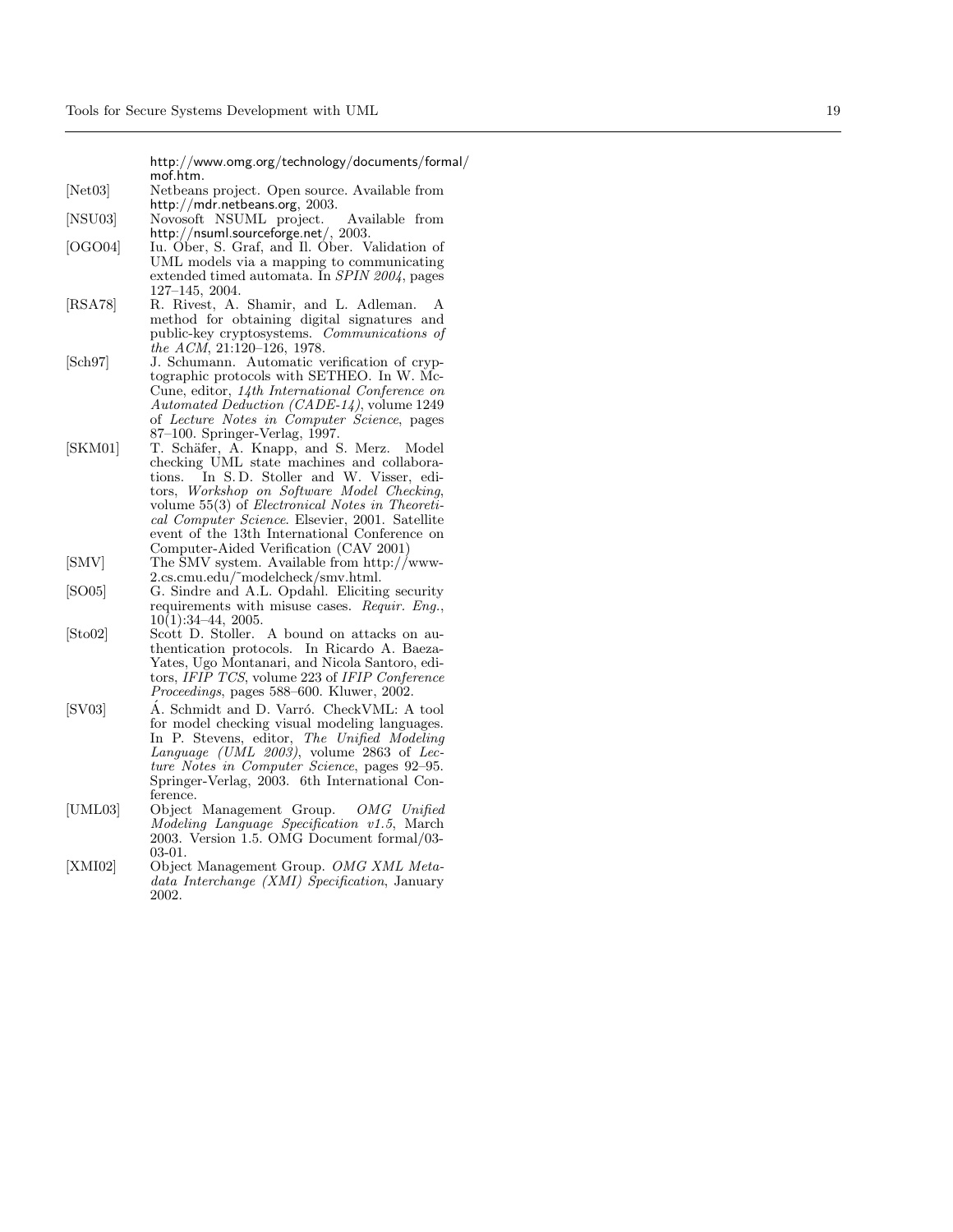http://www.omg.org/technology/documents/formal/mof.htm.

[Net03] Netbeans project. Open source. Available from http://mdr.netbeans.org, 2003.

[NSU03] Novosoft NSUML project. Available from http://nsuml.sourceforge.net/, 2003.

[OGO04] Iu. Ober, S. Graf, and Il. Ober. Validation of UML models via a mapping to communicating extended timed automata. In *SPIN 2004*, pages 127–145, 2004.

[RSA78] R. Rivest, A. Shamir, and L. Adleman. A method for obtaining digital signatures and public-key cryptosystems. *Communications of the ACM*, 21:120–126, 1978.

[Sch97] J. Schumann. Automatic verification of cryptographic protocols with SETHEO. In W. McCune, editor, *14th International Conference on Automated Deduction (CADE-14)*, volume 1249 of *Lecture Notes in Computer Science*, pages 87–100. Springer-Verlag, 1997.

[SKM01] T. Schäfer, A. Knapp, and S. Merz. Model checking UML state machines and collaborations. In S. D. Stoller and W. Visser, editors, *Workshop on Software Model Checking*, volume 55(3) of *Electronical Notes in Theoretical Computer Science*. Elsevier, 2001. Satellite event of the 13th International Conference on Computer-Aided Verification (CAV 2001)

[SMV] The SMV system. Available from http://www-2.cs.cmu.edu/~modelcheck/smv.html.

[SO05] G. Sindre and A.L. Opdahl. Eliciting security requirements with misuse cases. *Requir. Eng.*, 10(1):34–44, 2005.

[Sto02] Scott D. Stoller. A bound on attacks on authentication protocols. In Ricardo A. Baeza-Yates, Ugo Montanari, and Nicola Santoro, editors, *IFIP TCS*, volume 223 of *IFIP Conference Proceedings*, pages 588–600. Kluwer, 2002.

[SV03] Á. Schmidt and D. Varró. CheckVML: A tool for model checking visual modeling languages. In P. Stevens, editor, *The Unified Modeling Language (UML 2003)*, volume 2863 of *Lecture Notes in Computer Science*, pages 92–95. Springer-Verlag, 2003. 6th International Conference.

[UML03] Object Management Group. *OMG Unified Modeling Language Specification v1.5*, March 2003. Version 1.5. OMG Document formal/03-03-01.

[XMI02] Object Management Group. *OMG XML Metadata Interchange (XMI) Specification*, January 2002.